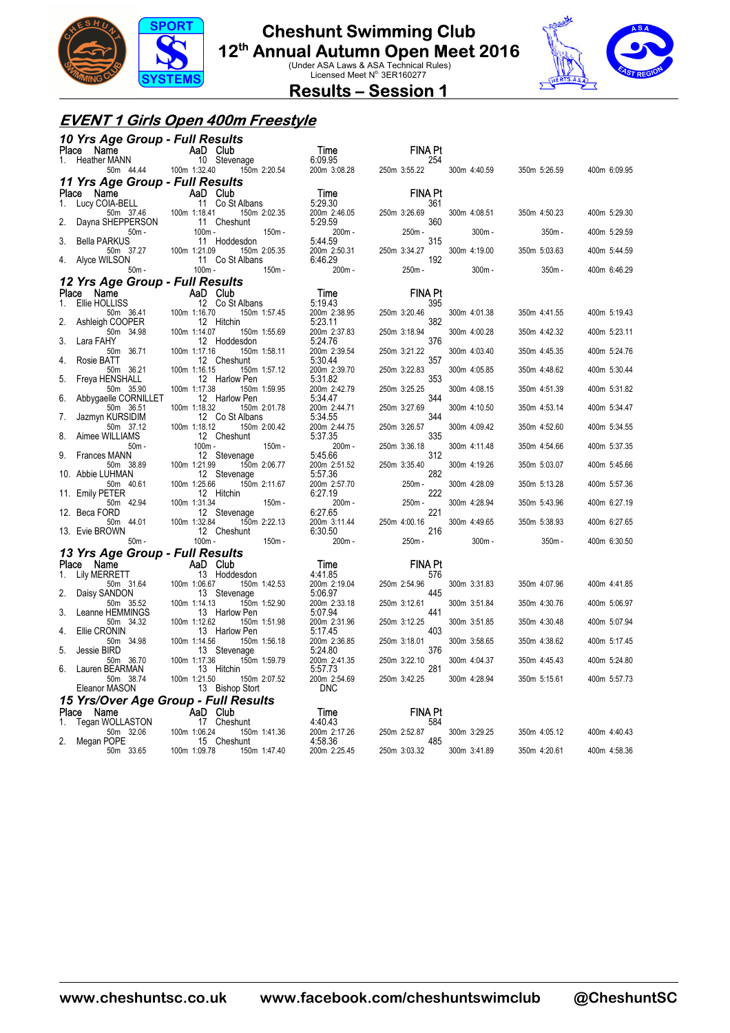# Cheshunt Swimming Club
## 12th Annual Autumn Open Meet 2016
(Under ASA Laws & ASA Technical Rules)
Licensed Meet No. 3ER160277

## Results – Session 1

## EVENT 1 Girls Open 400m Freestyle

### 10 Yrs Age Group - Full Results

| Place | Name | AaD | Club | Time | FINA Pt | | | | |
|---|---|---|---|---|---|---|---|---|---|
| 1. | Heather MANN | 10 | Stevenage | 6:09.95 | 254 | | | | |
| | 50m 44.44 | 100m 1:32.40 | 150m 2:20.54 | 200m 3:08.28 | 250m 3:55.22 | 300m 4:40.59 | 350m 5:26.59 | 400m 6:09.95 | |

### 11 Yrs Age Group - Full Results

| Place | Name | AaD | Club | Time | FINA Pt | | | |
|---|---|---|---|---|---|---|---|---|
| 1. | Lucy COIA-BELL | 11 | Co St Albans | 5:29.30 | 361 | | | |
| | 50m 37.46 | 100m 1:18.41 | 150m 2:02.35 | 200m 2:46.05 | 250m 3:26.69 | 300m 4:08.51 | 350m 4:50.23 | 400m 5:29.30 |
| 2. | Dayna SHEPPERSON | 11 | Cheshunt | 5:29.59 | 360 | | | |
| | 50m - | 100m - | 150m - | 200m - | 250m - | 300m - | 350m - | 400m 5:29.59 |
| 3. | Bella PARKUS | 11 | Hoddesdon | 5:44.59 | 315 | | | |
| | 50m 37.27 | 100m 1:21.09 | 150m 2:05.35 | 200m 2:50.31 | 250m 3:34.27 | 300m 4:19.00 | 350m 5:03.63 | 400m 5:44.59 |
| 4. | Alyce WILSON | 11 | Co St Albans | 6:46.29 | 192 | | | |
| | 50m - | 100m - | 150m - | 200m - | 250m - | 300m - | 350m - | 400m 6:46.29 |

### 12 Yrs Age Group - Full Results

| Place | Name | AaD | Club | Time | FINA Pt | | | |
|---|---|---|---|---|---|---|---|---|
| 1. | Ellie HOLLISS | 12 | Co St Albans | 5:19.43 | 395 | | | |
| | 50m 36.41 | 100m 1:16.70 | 150m 1:57.45 | 200m 2:38.95 | 250m 3:20.46 | 300m 4:01.38 | 350m 4:41.55 | 400m 5:19.43 |
| 2. | Ashleigh COOPER | 12 | Hitchin | 5:23.11 | 382 | | | |
| | 50m 34.98 | 100m 1:14.07 | 150m 1:55.69 | 200m 2:37.83 | 250m 3:18.94 | 300m 4:00.28 | 350m 4:42.32 | 400m 5:23.11 |
| 3. | Lara FAHY | 12 | Hoddesdon | 5:24.76 | 376 | | | |
| | 50m 36.71 | 100m 1:17.16 | 150m 1:58.11 | 200m 2:39.54 | 250m 3:21.22 | 300m 4:03.40 | 350m 4:45.35 | 400m 5:24.76 |
| 4. | Rosie BATT | 12 | Cheshunt | 5:30.44 | 357 | | | |
| | 50m 36.21 | 100m 1:16.15 | 150m 1:57.12 | 200m 2:39.70 | 250m 3:22.83 | 300m 4:05.85 | 350m 4:48.62 | 400m 5:30.44 |
| 5. | Freya HENSHALL | 12 | Harlow Pen | 5:31.82 | 353 | | | |
| | 50m 35.90 | 100m 1:17.38 | 150m 1:59.95 | 200m 2:42.79 | 250m 3:25.25 | 300m 4:08.15 | 350m 4:51.39 | 400m 5:31.82 |
| 6. | Abbygaelle CORNILLET | 12 | Harlow Pen | 5:34.47 | 344 | | | |
| | 50m 36.51 | 100m 1:18.32 | 150m 2:01.78 | 200m 2:44.71 | 250m 3:27.69 | 300m 4:10.50 | 350m 4:53.14 | 400m 5:34.47 |
| 7. | Jazmyn KURSIDIM | 12 | Co St Albans | 5:34.55 | 344 | | | |
| | 50m 37.12 | 100m 1:18.12 | 150m 2:00.42 | 200m 2:44.75 | 250m 3:26.57 | 300m 4:09.42 | 350m 4:52.60 | 400m 5:34.55 |
| 8. | Aimee WILLIAMS | 12 | Cheshunt | 5:37.35 | 335 | | | |
| | 50m - | 100m - | 150m - | 200m - | 250m 3:36.18 | 300m 4:11.48 | 350m 4:54.66 | 400m 5:37.35 |
| 9. | Frances MANN | 12 | Stevenage | 5:45.66 | 312 | | | |
| | 50m 38.89 | 100m 1:21.99 | 150m 2:06.77 | 200m 2:51.52 | 250m 3:35.40 | 300m 4:19.26 | 350m 5:03.07 | 400m 5:45.66 |
| 10. | Abbie LUHMAN | 12 | Stevenage | 5:57.36 | 282 | | | |
| | 50m 40.61 | 100m 1:25.66 | 150m 2:11.67 | 200m 2:57.70 | 250m - | 300m 4:28.09 | 350m 5:13.28 | 400m 5:57.36 |
| 11. | Emily PETER | 12 | Hitchin | 6:27.19 | 222 | | | |
| | 50m 42.94 | 100m 1:31.34 | 150m - | 200m - | 250m - | 300m 4:28.94 | 350m 5:43.96 | 400m 6:27.19 |
| 12. | Beca FORD | 12 | Stevenage | 6:27.65 | 221 | | | |
| | 50m 44.01 | 100m 1:32.84 | 150m 2:22.13 | 200m 3:11.44 | 250m 4:00.16 | 300m 4:49.65 | 350m 5:38.93 | 400m 6:27.65 |
| 13. | Evie BROWN | 12 | Cheshunt | 6:30.50 | 216 | | | |
| | 50m - | 100m - | 150m - | 200m - | 250m - | 300m - | 350m - | 400m 6:30.50 |

### 13 Yrs Age Group - Full Results

| Place | Name | AaD | Club | Time | FINA Pt | | | |
|---|---|---|---|---|---|---|---|---|
| 1. | Lily MERRETT | 13 | Hoddesdon | 4:41.85 | 576 | | | |
| | 50m 31.64 | 100m 1:06.67 | 150m 1:42.53 | 200m 2:19.04 | 250m 2:54.96 | 300m 3:31.83 | 350m 4:07.96 | 400m 4:41.85 |
| 2. | Daisy SANDON | 13 | Stevenage | 5:06.97 | 445 | | | |
| | 50m 35.52 | 100m 1:14.13 | 150m 1:52.90 | 200m 2:33.18 | 250m 3:12.61 | 300m 3:51.84 | 350m 4:30.76 | 400m 5:06.97 |
| 3. | Leanne HEMMINGS | 13 | Harlow Pen | 5:07.94 | 441 | | | |
| | 50m 34.32 | 100m 1:12.62 | 150m 1:51.98 | 200m 2:31.96 | 250m 3:12.25 | 300m 3:51.85 | 350m 4:30.48 | 400m 5:07.94 |
| 4. | Ellie CRONIN | 13 | Harlow Pen | 5:17.45 | 403 | | | |
| | 50m 34.98 | 100m 1:14.56 | 150m 1:56.18 | 200m 2:36.85 | 250m 3:18.01 | 300m 3:58.65 | 350m 4:38.62 | 400m 5:17.45 |
| 5. | Jessie BIRD | 13 | Stevenage | 5:24.80 | 376 | | | |
| | 50m 36.70 | 100m 1:17.36 | 150m 1:59.79 | 200m 2:41.35 | 250m 3:22.10 | 300m 4:04.37 | 350m 4:45.43 | 400m 5:24.80 |
| 6. | Lauren BEARMAN | 13 | Hitchin | 5:57.73 | 281 | | | |
| | 50m 38.74 | 100m 1:21.50 | 150m 2:07.52 | 200m 2:54.69 | 250m 3:42.25 | 300m 4:28.94 | 350m 5:15.61 | 400m 5:57.73 |
| | Eleanor MASON | 13 | Bishop Stort | DNC | | | | |

### 15 Yrs/Over Age Group - Full Results

| Place | Name | AaD | Club | Time | FINA Pt | | | |
|---|---|---|---|---|---|---|---|---|
| 1. | Tegan WOLLASTON | 17 | Cheshunt | 4:40.43 | 584 | | | |
| | 50m 32.06 | 100m 1:06.24 | 150m 1:41.36 | 200m 2:17.26 | 250m 2:52.87 | 300m 3:29.25 | 350m 4:05.12 | 400m 4:40.43 |
| 2. | Megan POPE | 15 | Cheshunt | 4:58.36 | 485 | | | |
| | 50m 33.65 | 100m 1:09.78 | 150m 1:47.40 | 200m 2:25.45 | 250m 3:03.32 | 300m 3:41.89 | 350m 4:20.61 | 400m 4:58.36 |

www.cheshuntsc.co.uk www.facebook.com/cheshuntswimclub @CheshuntSC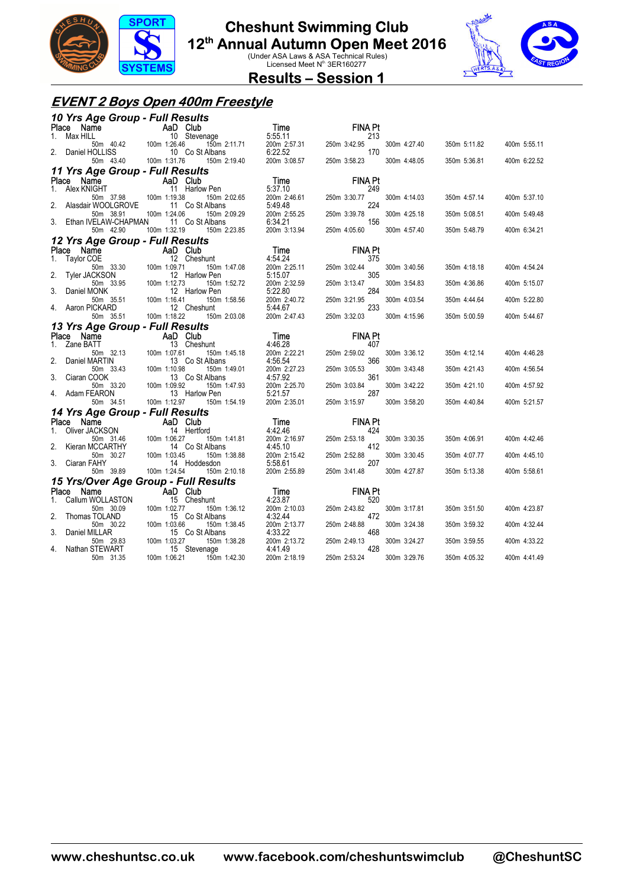# Cheshunt Swimming Club

## 12th Annual Autumn Open Meet 2016

(Under ASA Laws & ASA Technical Rules)
Licensed Meet No 3ER160277

## Results – Session 1

## EVENT 2 Boys Open 400m Freestyle

### 10 Yrs Age Group - Full Results

| Place | Name | AaD | Club | Time | FINA Pt |
|---|---|---|---|---|---|
| 1. | Max HILL | 10 | Stevenage | 5:55.11 | 213 |
| | 50m 40.42 | 100m 1:26.46 | 150m 2:11.71 | 200m 2:57.31 | 250m 3:42.95 | 300m 4:27.40 | 350m 5:11.82 | 400m 5:55.11 |
| 2. | Daniel HOLLISS | 10 | Co St Albans | 6:22.52 | 170 |
| | 50m 43.40 | 100m 1:31.76 | 150m 2:19.40 | 200m 3:08.57 | 250m 3:58.23 | 300m 4:48.05 | 350m 5:36.81 | 400m 6:22.52 |

### 11 Yrs Age Group - Full Results

| Place | Name | AaD | Club | Time | FINA Pt |
|---|---|---|---|---|---|
| 1. | Alex KNIGHT | 11 | Harlow Pen | 5:37.10 | 249 |
| | 50m 37.98 | 100m 1:19.38 | 150m 2:02.65 | 200m 2:46.61 | 250m 3:30.77 | 300m 4:14.03 | 350m 4:57.14 | 400m 5:37.10 |
| 2. | Alasdair WOOLGROVE | 11 | Co St Albans | 5:49.48 | 224 |
| | 50m 38.91 | 100m 1:24.06 | 150m 2:09.29 | 200m 2:55.25 | 250m 3:39.78 | 300m 4:25.18 | 350m 5:08.51 | 400m 5:49.48 |
| 3. | Ethan IVELAW-CHAPMAN | 11 | Co St Albans | 6:34.21 | 156 |
| | 50m 42.90 | 100m 1:32.19 | 150m 2:23.85 | 200m 3:13.94 | 250m 4:05.60 | 300m 4:57.40 | 350m 5:48.79 | 400m 6:34.21 |

### 12 Yrs Age Group - Full Results

| Place | Name | AaD | Club | Time | FINA Pt |
|---|---|---|---|---|---|
| 1. | Taylor COE | 12 | Cheshunt | 4:54.24 | 375 |
| | 50m 33.30 | 100m 1:09.71 | 150m 1:47.08 | 200m 2:25.11 | 250m 3:02.44 | 300m 3:40.56 | 350m 4:18.18 | 400m 4:54.24 |
| 2. | Tyler JACKSON | 12 | Harlow Pen | 5:15.07 | 305 |
| | 50m 33.95 | 100m 1:12.73 | 150m 1:52.72 | 200m 2:32.59 | 250m 3:13.47 | 300m 3:54.83 | 350m 4:36.86 | 400m 5:15.07 |
| 3. | Daniel MONK | 12 | Harlow Pen | 5:22.80 | 284 |
| | 50m 35.51 | 100m 1:16.41 | 150m 1:58.56 | 200m 2:40.72 | 250m 3:21.95 | 300m 4:03.54 | 350m 4:44.64 | 400m 5:22.80 |
| 4. | Aaron PICKARD | 12 | Cheshunt | 5:44.67 | 233 |
| | 50m 35.51 | 100m 1:18.22 | 150m 2:03.08 | 200m 2:47.43 | 250m 3:32.03 | 300m 4:15.96 | 350m 5:00.59 | 400m 5:44.67 |

### 13 Yrs Age Group - Full Results

| Place | Name | AaD | Club | Time | FINA Pt |
|---|---|---|---|---|---|
| 1. | Zane BATT | 13 | Cheshunt | 4:46.28 | 407 |
| | 50m 32.13 | 100m 1:07.61 | 150m 1:45.18 | 200m 2:22.21 | 250m 2:59.02 | 300m 3:36.12 | 350m 4:12.14 | 400m 4:46.28 |
| 2. | Daniel MARTIN | 13 | Co St Albans | 4:56.54 | 366 |
| | 50m 33.43 | 100m 1:10.98 | 150m 1:49.01 | 200m 2:27.23 | 250m 3:05.53 | 300m 3:43.48 | 350m 4:21.43 | 400m 4:56.54 |
| 3. | Ciaran COOK | 13 | Co St Albans | 4:57.92 | 361 |
| | 50m 33.20 | 100m 1:09.92 | 150m 1:47.93 | 200m 2:25.70 | 250m 3:03.84 | 300m 3:42.22 | 350m 4:21.10 | 400m 4:57.92 |
| 4. | Adam FEARON | 13 | Harlow Pen | 5:21.57 | 287 |
| | 50m 34.51 | 100m 1:12.97 | 150m 1:54.19 | 200m 2:35.01 | 250m 3:15.97 | 300m 3:58.20 | 350m 4:40.84 | 400m 5:21.57 |

### 14 Yrs Age Group - Full Results

| Place | Name | AaD | Club | Time | FINA Pt |
|---|---|---|---|---|---|
| 1. | Oliver JACKSON | 14 | Hertford | 4:42.46 | 424 |
| | 50m 31.46 | 100m 1:06.27 | 150m 1:41.81 | 200m 2:16.97 | 250m 2:53.18 | 300m 3:30.35 | 350m 4:06.91 | 400m 4:42.46 |
| 2. | Kieran MCCARTHY | 14 | Co St Albans | 4:45.10 | 412 |
| | 50m 30.27 | 100m 1:03.45 | 150m 1:38.88 | 200m 2:15.42 | 250m 2:52.88 | 300m 3:30.45 | 350m 4:07.77 | 400m 4:45.10 |
| 3. | Ciaran FAHY | 14 | Hoddesdon | 5:58.61 | 207 |
| | 50m 39.89 | 100m 1:24.54 | 150m 2:10.18 | 200m 2:55.89 | 250m 3:41.48 | 300m 4:27.87 | 350m 5:13.38 | 400m 5:58.61 |

### 15 Yrs/Over Age Group - Full Results

| Place | Name | AaD | Club | Time | FINA Pt |
|---|---|---|---|---|---|
| 1. | Callum WOLLASTON | 15 | Cheshunt | 4:23.87 | 520 |
| | 50m 30.09 | 100m 1:02.77 | 150m 1:36.12 | 200m 2:10.03 | 250m 2:43.82 | 300m 3:17.81 | 350m 3:51.50 | 400m 4:23.87 |
| 2. | Thomas TOLAND | 15 | Co St Albans | 4:32.44 | 472 |
| | 50m 30.22 | 100m 1:03.66 | 150m 1:38.45 | 200m 2:13.77 | 250m 2:48.88 | 300m 3:24.38 | 350m 3:59.32 | 400m 4:32.44 |
| 3. | Daniel MILLAR | 15 | Co St Albans | 4:33.22 | 468 |
| | 50m 29.83 | 100m 1:03.27 | 150m 1:38.28 | 200m 2:13.72 | 250m 2:49.13 | 300m 3:24.27 | 350m 3:59.55 | 400m 4:33.22 |
| 4. | Nathan STEWART | 15 | Stevenage | 4:41.49 | 428 |
| | 50m 31.35 | 100m 1:06.21 | 150m 1:42.30 | 200m 2:18.19 | 250m 2:53.24 | 300m 3:29.76 | 350m 4:05.32 | 400m 4:41.49 |

www.cheshuntsc.co.uk www.facebook.com/cheshuntswimclub @CheshuntSC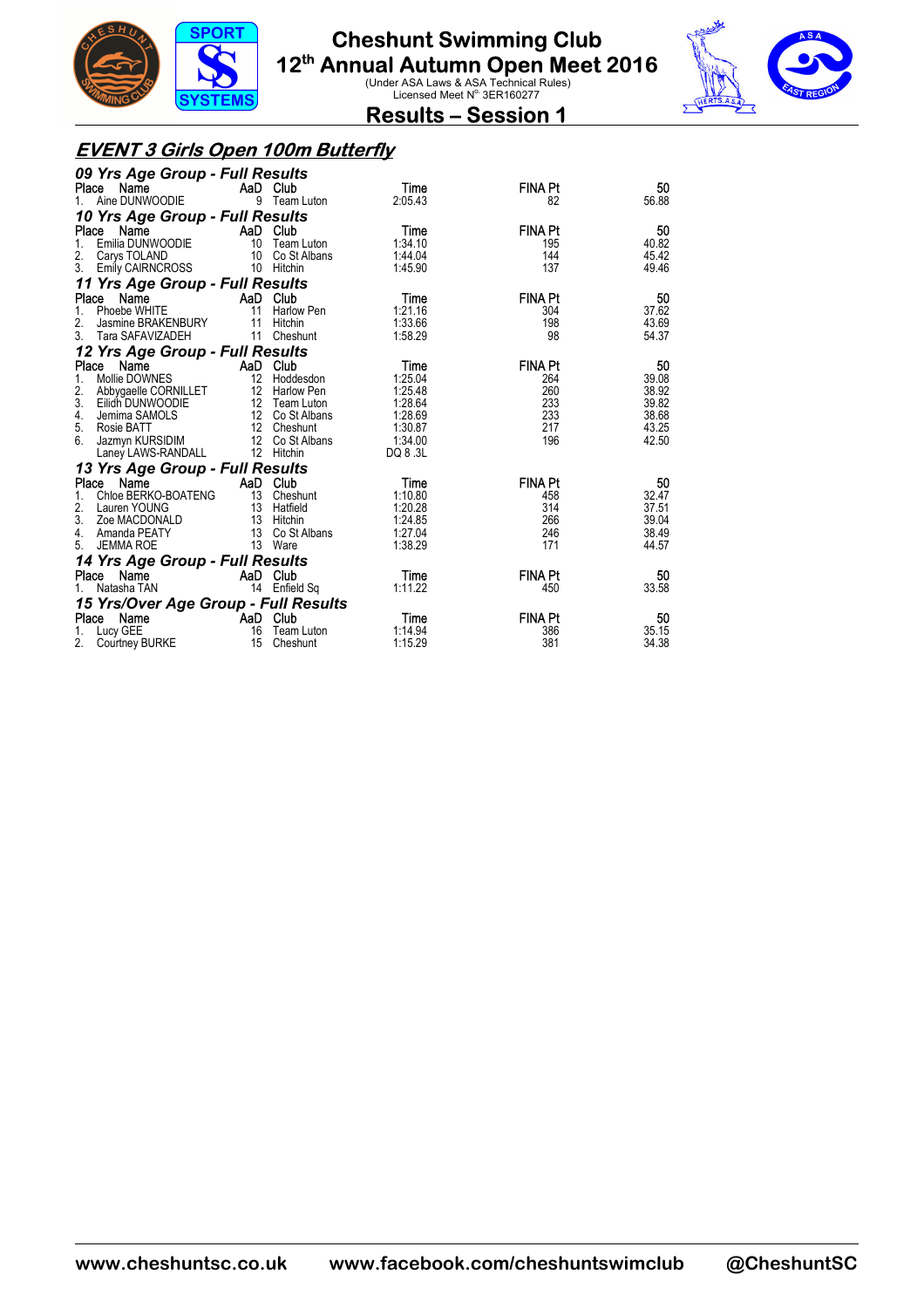# Cheshunt Swimming Club

## 12th Annual Autumn Open Meet 2016

(Under ASA Laws & ASA Technical Rules)
Licensed Meet N° 3ER160277

## Results – Session 1

### *EVENT 3 Girls Open 100m Butterfly*

#### *09 Yrs Age Group - Full Results*

| Place | Name | AaD | Club | Time | FINA Pt | 50 |
|---|---|---|---|---|---|---|
| 1. | Aine DUNWOODIE | 9 | Team Luton | 2:05.43 | 82 | 56.88 |

#### *10 Yrs Age Group - Full Results*

| Place | Name | AaD | Club | Time | FINA Pt | 50 |
|---|---|---|---|---|---|---|
| 1. | Emilia DUNWOODIE | 10 | Team Luton | 1:34.10 | 195 | 40.82 |
| 2. | Carys TOLAND | 10 | Co St Albans | 1:44.04 | 144 | 45.42 |
| 3. | Emily CAIRNCROSS | 10 | Hitchin | 1:45.90 | 137 | 49.46 |

#### *11 Yrs Age Group - Full Results*

| Place | Name | AaD | Club | Time | FINA Pt | 50 |
|---|---|---|---|---|---|---|
| 1. | Phoebe WHITE | 11 | Harlow Pen | 1:21.16 | 304 | 37.62 |
| 2. | Jasmine BRAKENBURY | 11 | Hitchin | 1:33.66 | 198 | 43.69 |
| 3. | Tara SAFAVIZADEH | 11 | Cheshunt | 1:58.29 | 98 | 54.37 |

#### *12 Yrs Age Group - Full Results*

| Place | Name | AaD | Club | Time | FINA Pt | 50 |
|---|---|---|---|---|---|---|
| 1. | Mollie DOWNES | 12 | Hoddesdon | 1:25.04 | 264 | 39.08 |
| 2. | Abbygaelle CORNILLET | 12 | Harlow Pen | 1:25.48 | 260 | 38.92 |
| 3. | Eilidh DUNWOODIE | 12 | Team Luton | 1:28.64 | 233 | 39.82 |
| 4. | Jemima SAMOLS | 12 | Co St Albans | 1:28.69 | 233 | 38.68 |
| 5. | Rosie BATT | 12 | Cheshunt | 1:30.87 | 217 | 43.25 |
| 6. | Jazmyn KURSIDIM | 12 | Co St Albans | 1:34.00 | 196 | 42.50 |
| | Laney LAWS-RANDALL | 12 | Hitchin | DQ 8 .3L | | |

#### *13 Yrs Age Group - Full Results*

| Place | Name | AaD | Club | Time | FINA Pt | 50 |
|---|---|---|---|---|---|---|
| 1. | Chloe BERKO-BOATENG | 13 | Cheshunt | 1:10.80 | 458 | 32.47 |
| 2. | Lauren YOUNG | 13 | Hatfield | 1:20.28 | 314 | 37.51 |
| 3. | Zoe MACDONALD | 13 | Hitchin | 1:24.85 | 266 | 39.04 |
| 4. | Amanda PEATY | 13 | Co St Albans | 1:27.04 | 246 | 38.49 |
| 5. | JEMMA ROE | 13 | Ware | 1:38.29 | 171 | 44.57 |

#### *14 Yrs Age Group - Full Results*

| Place | Name | AaD | Club | Time | FINA Pt | 50 |
|---|---|---|---|---|---|---|
| 1. | Natasha TAN | 14 | Enfield Sq | 1:11.22 | 450 | 33.58 |

#### *15 Yrs/Over Age Group - Full Results*

| Place | Name | AaD | Club | Time | FINA Pt | 50 |
|---|---|---|---|---|---|---|
| 1. | Lucy GEE | 16 | Team Luton | 1:14.94 | 386 | 35.15 |
| 2. | Courtney BURKE | 15 | Cheshunt | 1:15.29 | 381 | 34.38 |

www.cheshuntsc.co.uk www.facebook.com/cheshuntswimclub @CheshuntSC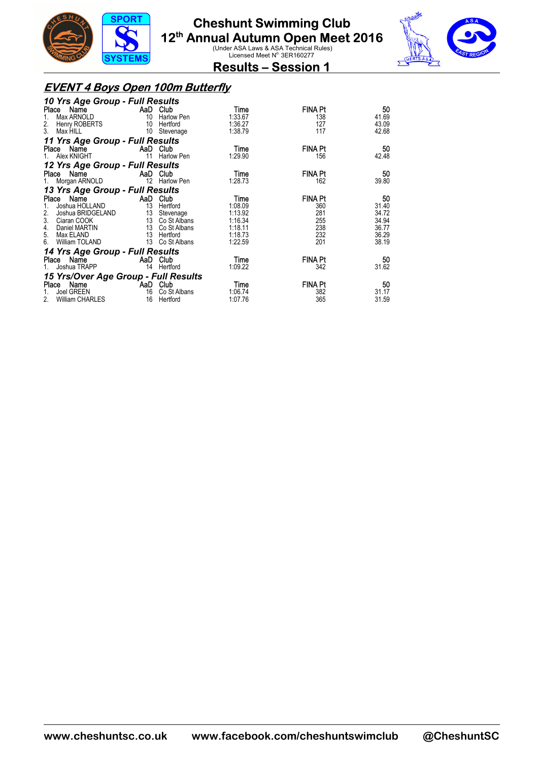# Cheshunt Swimming Club
## 12th Annual Autumn Open Meet 2016
(Under ASA Laws & ASA Technical Rules)
Licensed Meet N° 3ER160277

## Results – Session 1

### *EVENT 4 Boys Open 100m Butterfly*

#### *10 Yrs Age Group - Full Results*

| Place | Name | AaD | Club | Time | FINA Pt | 50 |
|---|---|---|---|---|---|---|
| 1. | Max ARNOLD | 10 | Harlow Pen | 1:33.67 | 138 | 41.69 |
| 2. | Henry ROBERTS | 10 | Hertford | 1:36.27 | 127 | 43.09 |
| 3. | Max HILL | 10 | Stevenage | 1:38.79 | 117 | 42.68 |

#### *11 Yrs Age Group - Full Results*

| Place | Name | AaD | Club | Time | FINA Pt | 50 |
|---|---|---|---|---|---|---|
| 1. | Alex KNIGHT | 11 | Harlow Pen | 1:29.90 | 156 | 42.48 |

#### *12 Yrs Age Group - Full Results*

| Place | Name | AaD | Club | Time | FINA Pt | 50 |
|---|---|---|---|---|---|---|
| 1. | Morgan ARNOLD | 12 | Harlow Pen | 1:28.73 | 162 | 39.80 |

#### *13 Yrs Age Group - Full Results*

| Place | Name | AaD | Club | Time | FINA Pt | 50 |
|---|---|---|---|---|---|---|
| 1. | Joshua HOLLAND | 13 | Hertford | 1:08.09 | 360 | 31.40 |
| 2. | Joshua BRIDGELAND | 13 | Stevenage | 1:13.92 | 281 | 34.72 |
| 3. | Ciaran COOK | 13 | Co St Albans | 1:16.34 | 255 | 34.94 |
| 4. | Daniel MARTIN | 13 | Co St Albans | 1:18.11 | 238 | 36.77 |
| 5. | Max ELAND | 13 | Hertford | 1:18.73 | 232 | 36.29 |
| 6. | William TOLAND | 13 | Co St Albans | 1:22.59 | 201 | 38.19 |

#### *14 Yrs Age Group - Full Results*

| Place | Name | AaD | Club | Time | FINA Pt | 50 |
|---|---|---|---|---|---|---|
| 1. | Joshua TRAPP | 14 | Hertford | 1:09.22 | 342 | 31.62 |

#### *15 Yrs/Over Age Group - Full Results*

| Place | Name | AaD | Club | Time | FINA Pt | 50 |
|---|---|---|---|---|---|---|
| 1. | Joel GREEN | 16 | Co St Albans | 1:06.74 | 382 | 31.17 |
| 2. | William CHARLES | 16 | Hertford | 1:07.76 | 365 | 31.59 |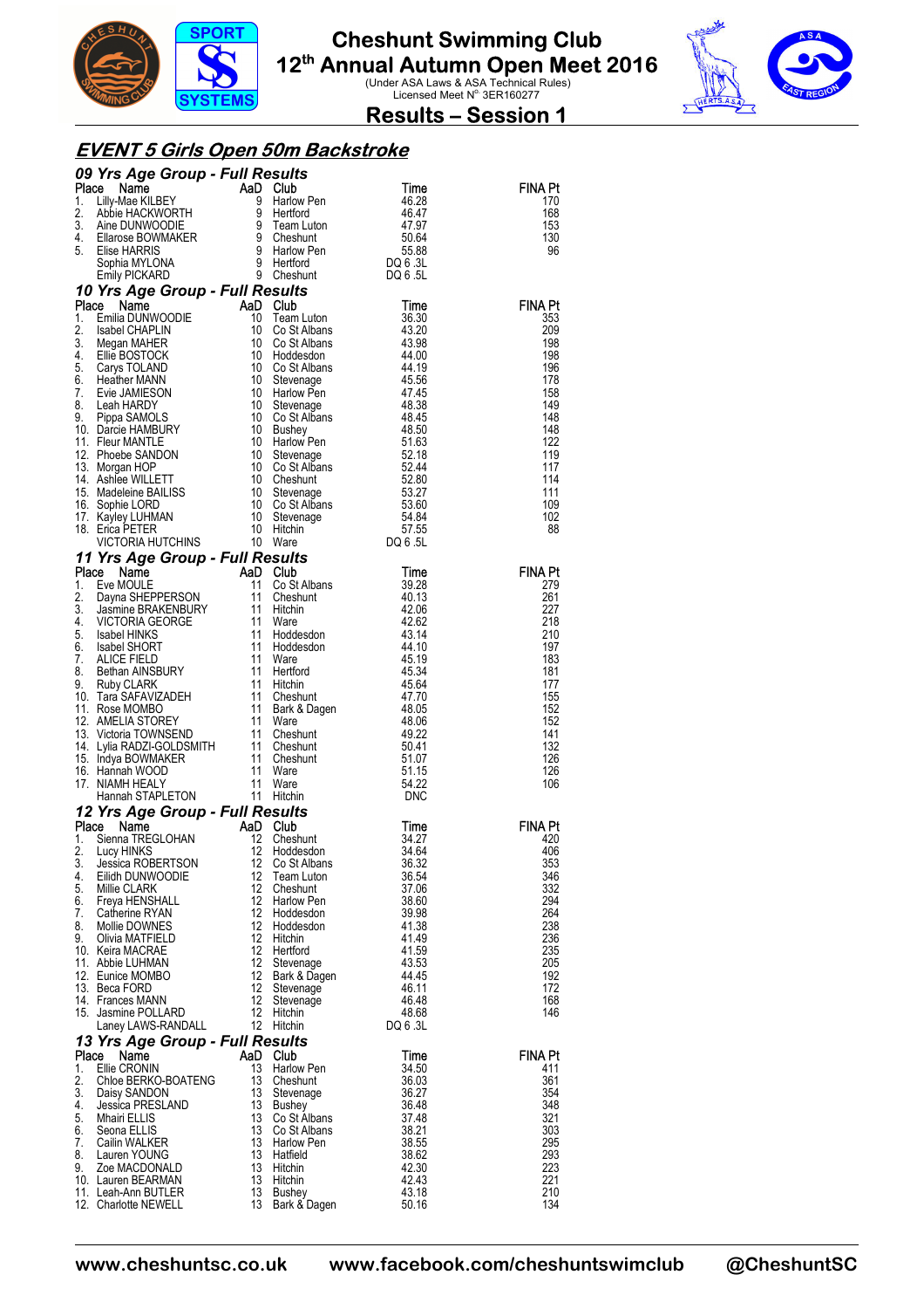# Cheshunt Swimming Club

## 12th Annual Autumn Open Meet 2016

(Under ASA Laws & ASA Technical Rules)
Licensed Meet N° 3ER160277

## Results – Session 1

### EVENT 5 Girls Open 50m Backstroke

#### 09 Yrs Age Group - Full Results

| Place | Name | AaD | Club | Time | FINA Pt |
|---|---|---|---|---|---|
| 1. | Lilly-Mae KILBEY | 9 | Harlow Pen | 46.28 | 170 |
| 2. | Abbie HACKWORTH | 9 | Hertford | 46.47 | 168 |
| 3. | Aine DUNWOODIE | 9 | Team Luton | 47.97 | 153 |
| 4. | Ellarose BOWMAKER | 9 | Cheshunt | 50.64 | 130 |
| 5. | Elise HARRIS | 9 | Harlow Pen | 55.88 | 96 |
|  | Sophia MYLONA | 9 | Hertford | DQ 6 .3L |  |
|  | Emily PICKARD | 9 | Cheshunt | DQ 6 .5L |  |

#### 10 Yrs Age Group - Full Results

| Place | Name | AaD | Club | Time | FINA Pt |
|---|---|---|---|---|---|
| 1. | Emilia DUNWOODIE | 10 | Team Luton | 36.30 | 353 |
| 2. | Isabel CHAPLIN | 10 | Co St Albans | 43.20 | 209 |
| 3. | Megan MAHER | 10 | Co St Albans | 43.98 | 198 |
| 4. | Ellie BOSTOCK | 10 | Hoddesdon | 44.00 | 198 |
| 5. | Carys TOLAND | 10 | Co St Albans | 44.19 | 196 |
| 6. | Heather MANN | 10 | Stevenage | 45.56 | 178 |
| 7. | Evie JAMIESON | 10 | Harlow Pen | 47.45 | 158 |
| 8. | Leah HARDY | 10 | Stevenage | 48.38 | 149 |
| 9. | Pippa SAMOLS | 10 | Co St Albans | 48.45 | 148 |
| 10. | Darcie HAMBURY | 10 | Bushey | 48.50 | 148 |
| 11. | Fleur MANTLE | 10 | Harlow Pen | 51.63 | 122 |
| 12. | Phoebe SANDON | 10 | Stevenage | 52.18 | 119 |
| 13. | Morgan HOP | 10 | Co St Albans | 52.44 | 117 |
| 14. | Ashlee WILLETT | 10 | Cheshunt | 52.80 | 114 |
| 15. | Madeleine BAILISS | 10 | Stevenage | 53.27 | 111 |
| 16. | Sophie LORD | 10 | Co St Albans | 53.60 | 109 |
| 17. | Kayley LUHMAN | 10 | Stevenage | 54.84 | 102 |
| 18. | Erica PETER | 10 | Hitchin | 57.55 | 88 |
|  | VICTORIA HUTCHINS | 10 | Ware | DQ 6 .5L |  |

#### 11 Yrs Age Group - Full Results

| Place | Name | AaD | Club | Time | FINA Pt |
|---|---|---|---|---|---|
| 1. | Eve MOULE | 11 | Co St Albans | 39.28 | 279 |
| 2. | Dayna SHEPPERSON | 11 | Cheshunt | 40.13 | 261 |
| 3. | Jasmine BRAKENBURY | 11 | Hitchin | 42.06 | 227 |
| 4. | VICTORIA GEORGE | 11 | Ware | 42.62 | 218 |
| 5. | Isabel HINKS | 11 | Hoddesdon | 43.14 | 210 |
| 6. | Isabel SHORT | 11 | Hoddesdon | 44.10 | 197 |
| 7. | ALICE FIELD | 11 | Ware | 45.19 | 183 |
| 8. | Bethan AINSBURY | 11 | Hertford | 45.34 | 181 |
| 9. | Ruby CLARK | 11 | Hitchin | 45.64 | 177 |
| 10. | Tara SAFAVIZADEH | 11 | Cheshunt | 47.70 | 155 |
| 11. | Rose MOMBO | 11 | Bark & Dagen | 48.05 | 152 |
| 12. | AMELIA STOREY | 11 | Ware | 48.06 | 152 |
| 13. | Victoria TOWNSEND | 11 | Cheshunt | 49.22 | 141 |
| 14. | Lylia RADZI-GOLDSMITH | 11 | Cheshunt | 50.41 | 132 |
| 15. | Indya BOWMAKER | 11 | Cheshunt | 51.07 | 126 |
| 16. | Hannah WOOD | 11 | Ware | 51.15 | 126 |
| 17. | NIAMH HEALY | 11 | Ware | 54.22 | 106 |
|  | Hannah STAPLETON | 11 | Hitchin | DNC |  |

#### 12 Yrs Age Group - Full Results

| Place | Name | AaD | Club | Time | FINA Pt |
|---|---|---|---|---|---|
| 1. | Sienna TREGLOHAN | 12 | Cheshunt | 34.27 | 420 |
| 2. | Lucy HINKS | 12 | Hoddesdon | 34.64 | 406 |
| 3. | Jessica ROBERTSON | 12 | Co St Albans | 36.32 | 353 |
| 4. | Eilidh DUNWOODIE | 12 | Team Luton | 36.54 | 346 |
| 5. | Millie CLARK | 12 | Cheshunt | 37.06 | 332 |
| 6. | Freya HENSHALL | 12 | Harlow Pen | 38.60 | 294 |
| 7. | Catherine RYAN | 12 | Hoddesdon | 39.98 | 264 |
| 8. | Mollie DOWNES | 12 | Hoddesdon | 41.38 | 238 |
| 9. | Olivia MATFIELD | 12 | Hitchin | 41.49 | 236 |
| 10. | Keira MACRAE | 12 | Hertford | 41.59 | 235 |
| 11. | Abbie LUHMAN | 12 | Stevenage | 43.53 | 205 |
| 12. | Eunice MOMBO | 12 | Bark & Dagen | 44.45 | 192 |
| 13. | Beca FORD | 12 | Stevenage | 46.11 | 172 |
| 14. | Frances MANN | 12 | Stevenage | 46.48 | 168 |
| 15. | Jasmine POLLARD | 12 | Hitchin | 48.68 | 146 |
|  | Laney LAWS-RANDALL | 12 | Hitchin | DQ 6 .3L |  |

#### 13 Yrs Age Group - Full Results

| Place | Name | AaD | Club | Time | FINA Pt |
|---|---|---|---|---|---|
| 1. | Ellie CRONIN | 13 | Harlow Pen | 34.50 | 411 |
| 2. | Chloe BERKO-BOATENG | 13 | Cheshunt | 36.03 | 361 |
| 3. | Daisy SANDON | 13 | Stevenage | 36.27 | 354 |
| 4. | Jessica PRESLAND | 13 | Bushey | 36.48 | 348 |
| 5. | Mhairi ELLIS | 13 | Co St Albans | 37.48 | 321 |
| 6. | Seona ELLIS | 13 | Co St Albans | 38.21 | 303 |
| 7. | Cailin WALKER | 13 | Harlow Pen | 38.55 | 295 |
| 8. | Lauren YOUNG | 13 | Hatfield | 38.62 | 293 |
| 9. | Zoe MACDONALD | 13 | Hitchin | 42.30 | 223 |
| 10. | Lauren BEARMAN | 13 | Hitchin | 42.43 | 221 |
| 11. | Leah-Ann BUTLER | 13 | Bushey | 43.18 | 210 |
| 12. | Charlotte NEWELL | 13 | Bark & Dagen | 50.16 | 134 |

www.cheshuntsc.co.uk www.facebook.com/cheshuntswimclub @CheshuntSC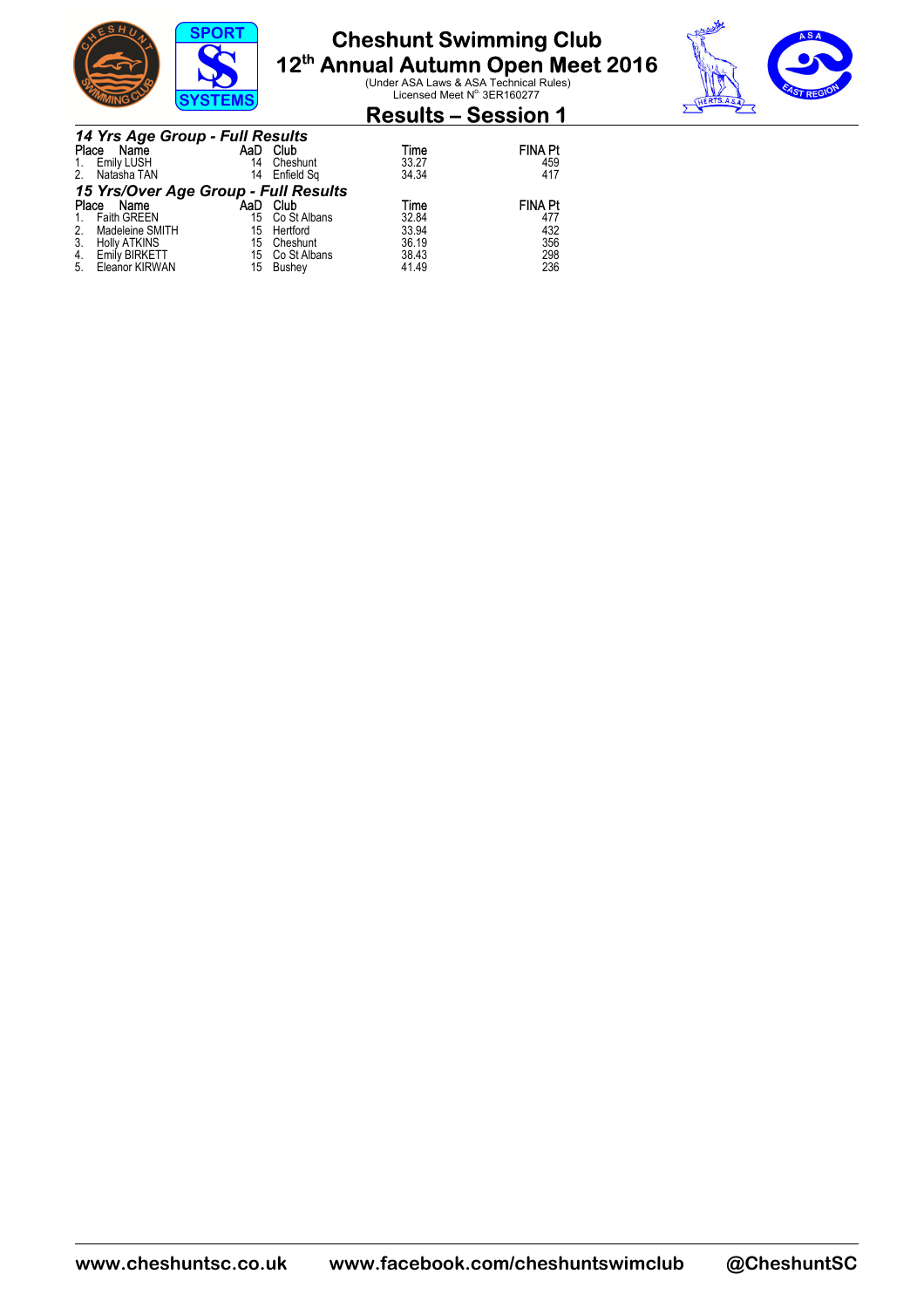# Cheshunt Swimming Club
## 12th Annual Autumn Open Meet 2016

(Under ASA Laws & ASA Technical Rules)
Licensed Meet N° 3ER160277

## Results – Session 1

### *14 Yrs Age Group - Full Results*

| Place | Name | AaD | Club | Time | FINA Pt |
|---|---|---|---|---|---|
| 1. | Emily LUSH | 14 | Cheshunt | 33.27 | 459 |
| 2. | Natasha TAN | 14 | Enfield Sq | 34.34 | 417 |

### *15 Yrs/Over Age Group - Full Results*

| Place | Name | AaD | Club | Time | FINA Pt |
|---|---|---|---|---|---|
| 1. | Faith GREEN | 15 | Co St Albans | 32.84 | 477 |
| 2. | Madeleine SMITH | 15 | Hertford | 33.94 | 432 |
| 3. | Holly ATKINS | 15 | Cheshunt | 36.19 | 356 |
| 4. | Emily BIRKETT | 15 | Co St Albans | 38.43 | 298 |
| 5. | Eleanor KIRWAN | 15 | Bushey | 41.49 | 236 |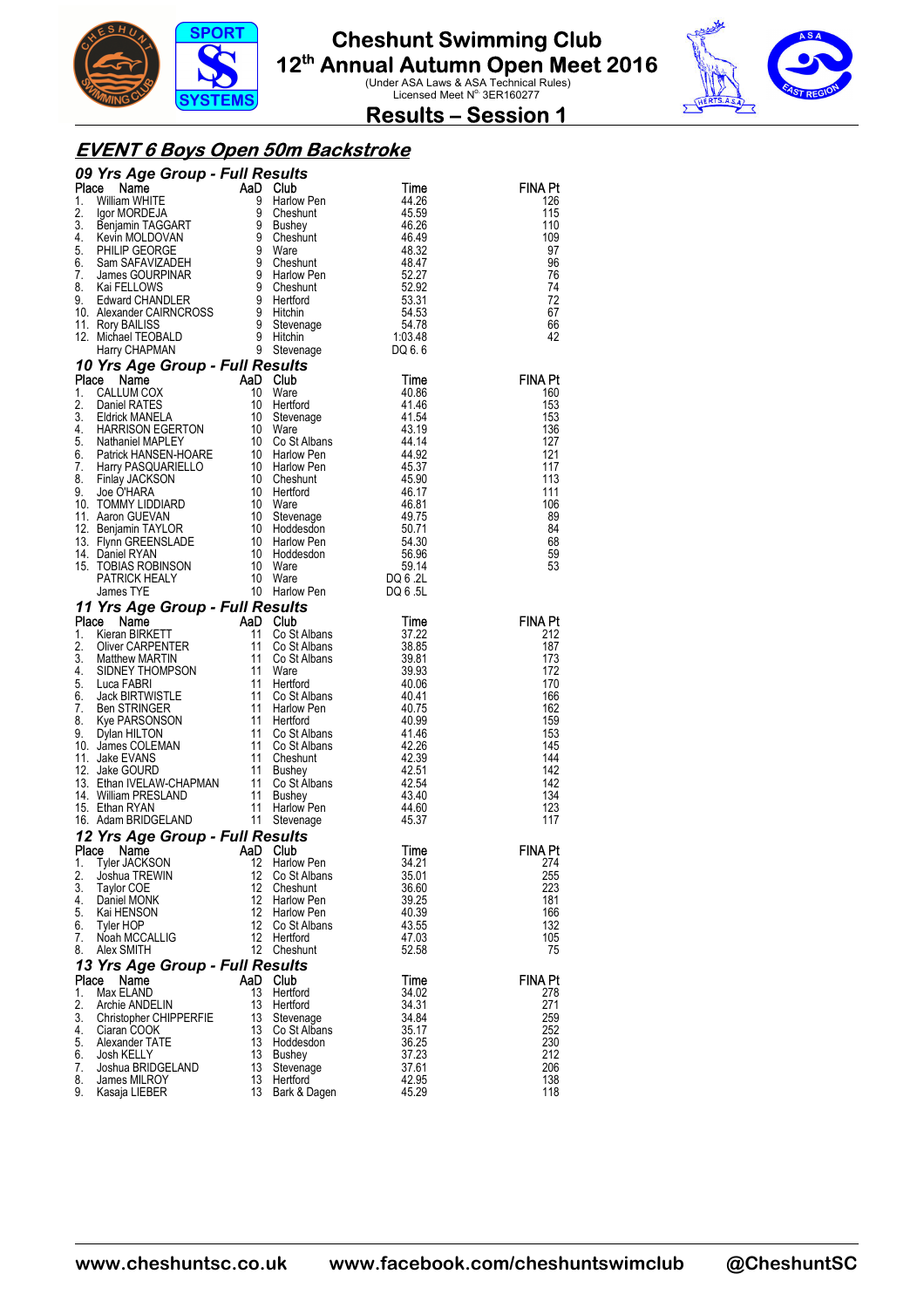# Cheshunt Swimming Club

## 12th Annual Autumn Open Meet 2016

(Under ASA Laws & ASA Technical Rules)
Licensed Meet N° 3ER160277

## Results – Session 1

### EVENT 6 Boys Open 50m Backstroke

#### 09 Yrs Age Group - Full Results

| Place | Name | AaD | Club | Time | FINA Pt |
|---|---|---|---|---|---|
| 1. | William WHITE | 9 | Harlow Pen | 44.26 | 126 |
| 2. | Igor MORDEJA | 9 | Cheshunt | 45.59 | 115 |
| 3. | Benjamin TAGGART | 9 | Bushey | 46.26 | 110 |
| 4. | Kevin MOLDOVAN | 9 | Cheshunt | 46.49 | 109 |
| 5. | PHILIP GEORGE | 9 | Ware | 48.32 | 97 |
| 6. | Sam SAFAVIZADEH | 9 | Cheshunt | 48.47 | 96 |
| 7. | James GOURPINAR | 9 | Harlow Pen | 52.27 | 76 |
| 8. | Kai FELLOWS | 9 | Cheshunt | 52.92 | 74 |
| 9. | Edward CHANDLER | 9 | Hertford | 53.31 | 72 |
| 10. | Alexander CAIRNCROSS | 9 | Hitchin | 54.53 | 67 |
| 11. | Rory BAILISS | 9 | Stevenage | 54.78 | 66 |
| 12. | Michael TEOBALD | 9 | Hitchin | 1:03.48 | 42 |
| | Harry CHAPMAN | 9 | Stevenage | DQ 6. 6 | |

#### 10 Yrs Age Group - Full Results

| Place | Name | AaD | Club | Time | FINA Pt |
|---|---|---|---|---|---|
| 1. | CALLUM COX | 10 | Ware | 40.86 | 160 |
| 2. | Daniel RATES | 10 | Hertford | 41.46 | 153 |
| 3. | Eldrick MANELA | 10 | Stevenage | 41.54 | 153 |
| 4. | HARRISON EGERTON | 10 | Ware | 43.19 | 136 |
| 5. | Nathaniel MAPLEY | 10 | Co St Albans | 44.14 | 127 |
| 6. | Patrick HANSEN-HOARE | 10 | Harlow Pen | 44.92 | 121 |
| 7. | Harry PASQUARIELLO | 10 | Harlow Pen | 45.37 | 117 |
| 8. | Finlay JACKSON | 10 | Cheshunt | 45.90 | 113 |
| 9. | Joe O'HARA | 10 | Hertford | 46.17 | 111 |
| 10. | TOMMY LIDDIARD | 10 | Ware | 46.81 | 106 |
| 11. | Aaron GUEVAN | 10 | Stevenage | 49.75 | 89 |
| 12. | Benjamin TAYLOR | 10 | Hoddesdon | 50.71 | 84 |
| 13. | Flynn GREENSLADE | 10 | Harlow Pen | 54.30 | 68 |
| 14. | Daniel RYAN | 10 | Hoddesdon | 56.96 | 59 |
| 15. | TOBIAS ROBINSON | 10 | Ware | 59.14 | 53 |
| | PATRICK HEALY | 10 | Ware | DQ 6 .2L | |
| | James TYE | 10 | Harlow Pen | DQ 6 .5L | |

#### 11 Yrs Age Group - Full Results

| Place | Name | AaD | Club | Time | FINA Pt |
|---|---|---|---|---|---|
| 1. | Kieran BIRKETT | 11 | Co St Albans | 37.22 | 212 |
| 2. | Oliver CARPENTER | 11 | Co St Albans | 38.85 | 187 |
| 3. | Matthew MARTIN | 11 | Co St Albans | 39.81 | 173 |
| 4. | SIDNEY THOMPSON | 11 | Ware | 39.93 | 172 |
| 5. | Luca FABRI | 11 | Hertford | 40.06 | 170 |
| 6. | Jack BIRTWISTLE | 11 | Co St Albans | 40.41 | 166 |
| 7. | Ben STRINGER | 11 | Harlow Pen | 40.75 | 162 |
| 8. | Kye PARSONSON | 11 | Hertford | 40.99 | 159 |
| 9. | Dylan HILTON | 11 | Co St Albans | 41.46 | 153 |
| 10. | James COLEMAN | 11 | Co St Albans | 42.26 | 145 |
| 11. | Jake EVANS | 11 | Cheshunt | 42.39 | 144 |
| 12. | Jake GOURD | 11 | Bushey | 42.51 | 142 |
| 13. | Ethan IVELAW-CHAPMAN | 11 | Co St Albans | 42.54 | 142 |
| 14. | William PRESLAND | 11 | Bushey | 43.40 | 134 |
| 15. | Ethan RYAN | 11 | Harlow Pen | 44.60 | 123 |
| 16. | Adam BRIDGELAND | 11 | Stevenage | 45.37 | 117 |

#### 12 Yrs Age Group - Full Results

| Place | Name | AaD | Club | Time | FINA Pt |
|---|---|---|---|---|---|
| 1. | Tyler JACKSON | 12 | Harlow Pen | 34.21 | 274 |
| 2. | Joshua TREWIN | 12 | Co St Albans | 35.01 | 255 |
| 3. | Taylor COE | 12 | Cheshunt | 36.60 | 223 |
| 4. | Daniel MONK | 12 | Harlow Pen | 39.25 | 181 |
| 5. | Kai HENSON | 12 | Harlow Pen | 40.39 | 166 |
| 6. | Tyler HOP | 12 | Co St Albans | 43.55 | 132 |
| 7. | Noah MCCALLIG | 12 | Hertford | 47.03 | 105 |
| 8. | Alex SMITH | 12 | Cheshunt | 52.58 | 75 |

#### 13 Yrs Age Group - Full Results

| Place | Name | AaD | Club | Time | FINA Pt |
|---|---|---|---|---|---|
| 1. | Max ELAND | 13 | Hertford | 34.02 | 278 |
| 2. | Archie ANDELIN | 13 | Hertford | 34.31 | 271 |
| 3. | Christopher CHIPPERFIE | 13 | Stevenage | 34.84 | 259 |
| 4. | Ciaran COOK | 13 | Co St Albans | 35.17 | 252 |
| 5. | Alexander TATE | 13 | Hoddesdon | 36.25 | 230 |
| 6. | Josh KELLY | 13 | Bushey | 37.23 | 212 |
| 7. | Joshua BRIDGELAND | 13 | Stevenage | 37.61 | 206 |
| 8. | James MILROY | 13 | Hertford | 42.95 | 138 |
| 9. | Kasaja LIEBER | 13 | Bark & Dagen | 45.29 | 118 |

www.cheshuntsc.co.uk www.facebook.com/cheshuntswimclub @CheshuntSC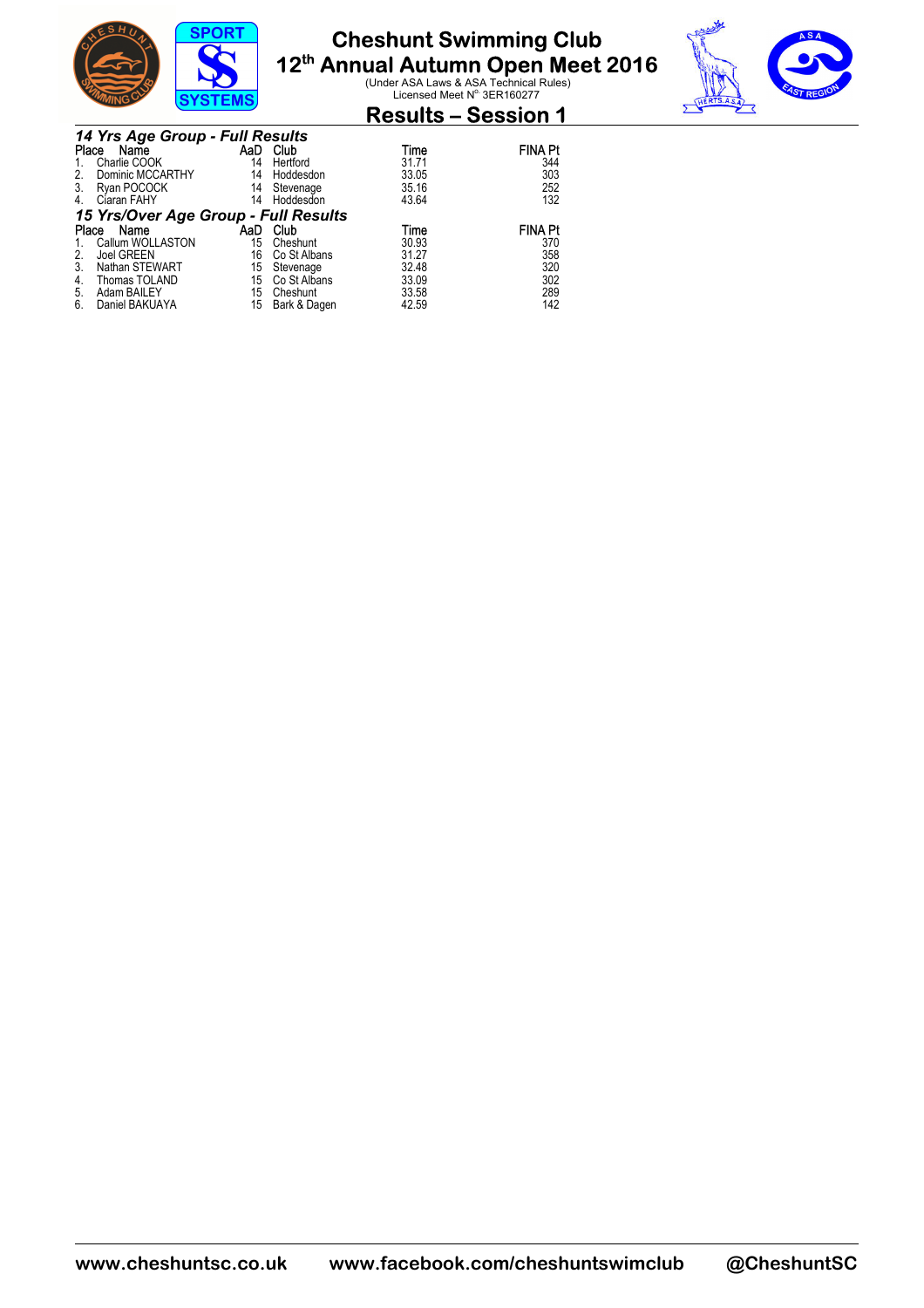## 14 Yrs Age Group - Full Results

| Place | Name | AaD | Club | Time | FINA Pt |
|---|---|---|---|---|---|
| 1. | Charlie COOK | 14 | Hertford | 31.71 | 344 |
| 2. | Dominic MCCARTHY | 14 | Hoddesdon | 33.05 | 303 |
| 3. | Ryan POCOCK | 14 | Stevenage | 35.16 | 252 |
| 4. | Ciaran FAHY | 14 | Hoddesdon | 43.64 | 132 |

## 15 Yrs/Over Age Group - Full Results

| Place | Name | AaD | Club | Time | FINA Pt |
|---|---|---|---|---|---|
| 1. | Callum WOLLASTON | 15 | Cheshunt | 30.93 | 370 |
| 2. | Joel GREEN | 16 | Co St Albans | 31.27 | 358 |
| 3. | Nathan STEWART | 15 | Stevenage | 32.48 | 320 |
| 4. | Thomas TOLAND | 15 | Co St Albans | 33.09 | 302 |
| 5. | Adam BAILEY | 15 | Cheshunt | 33.58 | 289 |
| 6. | Daniel BAKUAYA | 15 | Bark & Dagen | 42.59 | 142 |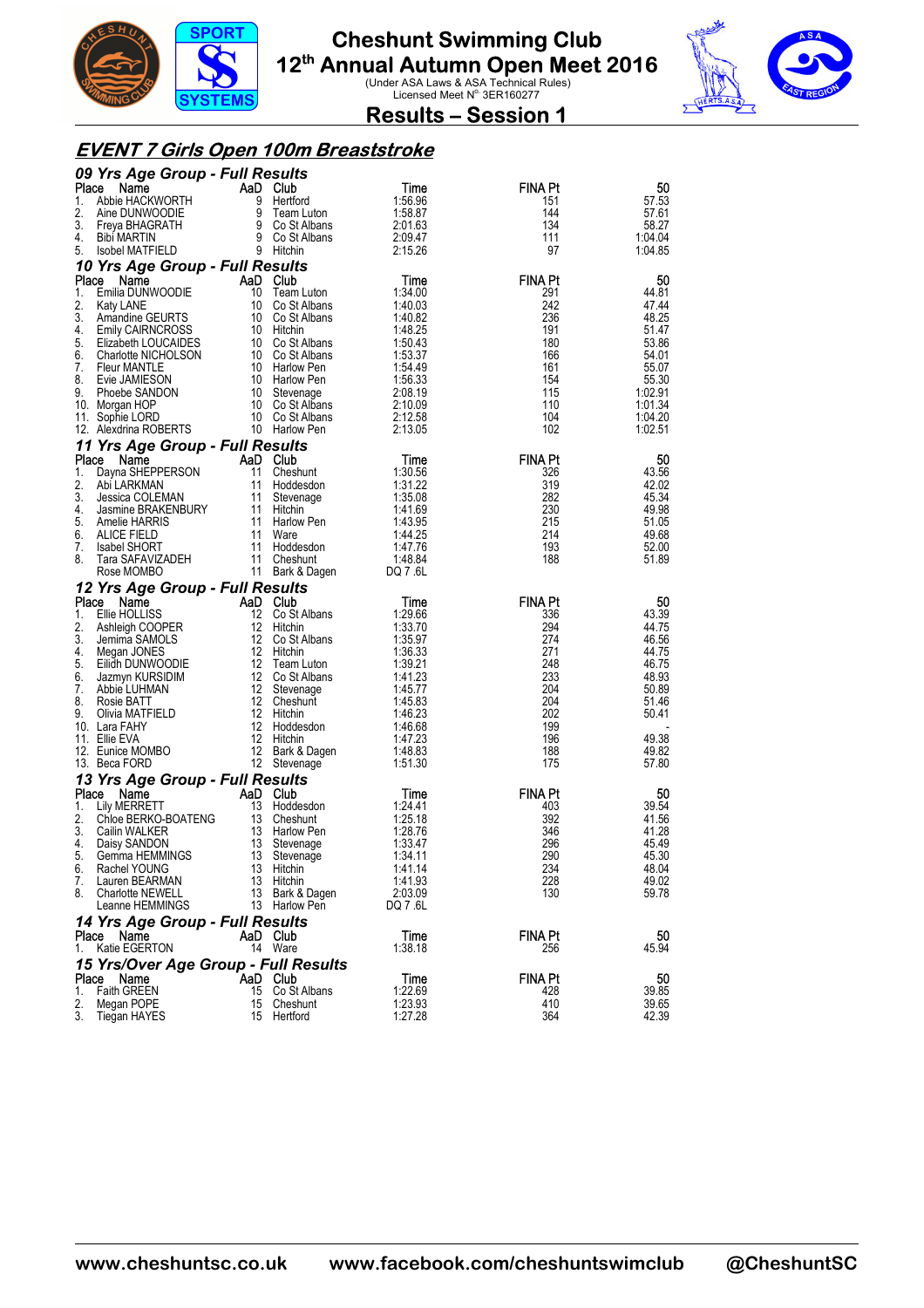# Cheshunt Swimming Club

## 12th Annual Autumn Open Meet 2016

(Under ASA Laws & ASA Technical Rules)
Licensed Meet N° 3ER160277

## Results – Session 1

## EVENT 7 Girls Open 100m Breaststroke

### 09 Yrs Age Group - Full Results

| Place | Name | AaD | Club | Time | FINA Pt | 50 |
|---|---|---|---|---|---|---|
| 1. | Abbie HACKWORTH | 9 | Hertford | 1:56.96 | 151 | 57.53 |
| 2. | Aine DUNWOODIE | 9 | Team Luton | 1:58.87 | 144 | 57.61 |
| 3. | Freya BHAGRATH | 9 | Co St Albans | 2:01.63 | 134 | 58.27 |
| 4. | Bibi MARTIN | 9 | Co St Albans | 2:09.47 | 111 | 1:04.04 |
| 5. | Isobel MATFIELD | 9 | Hitchin | 2:15.26 | 97 | 1:04.85 |

### 10 Yrs Age Group - Full Results

| Place | Name | AaD | Club | Time | FINA Pt | 50 |
|---|---|---|---|---|---|---|
| 1. | Emilia DUNWOODIE | 10 | Team Luton | 1:34.00 | 291 | 44.81 |
| 2. | Katy LANE | 10 | Co St Albans | 1:40.03 | 242 | 47.44 |
| 3. | Amandine GEURTS | 10 | Co St Albans | 1:40.82 | 236 | 48.25 |
| 4. | Emily CAIRNCROSS | 10 | Hitchin | 1:48.25 | 191 | 51.47 |
| 5. | Elizabeth LOUCAIDES | 10 | Co St Albans | 1:50.43 | 180 | 53.86 |
| 6. | Charlotte NICHOLSON | 10 | Co St Albans | 1:53.37 | 166 | 54.01 |
| 7. | Fleur MANTLE | 10 | Harlow Pen | 1:54.49 | 161 | 55.07 |
| 8. | Evie JAMIESON | 10 | Harlow Pen | 1:56.33 | 154 | 55.30 |
| 9. | Phoebe SANDON | 10 | Stevenage | 2:08.19 | 115 | 1:02.91 |
| 10. | Morgan HOP | 10 | Co St Albans | 2:10.09 | 110 | 1:01.34 |
| 11. | Sophie LORD | 10 | Co St Albans | 2:12.58 | 104 | 1:04.20 |
| 12. | Alexdrina ROBERTS | 10 | Harlow Pen | 2:13.05 | 102 | 1:02.51 |

### 11 Yrs Age Group - Full Results

| Place | Name | AaD | Club | Time | FINA Pt | 50 |
|---|---|---|---|---|---|---|
| 1. | Dayna SHEPPERSON | 11 | Cheshunt | 1:30.56 | 326 | 43.56 |
| 2. | Abi LARKMAN | 11 | Hoddesdon | 1:31.22 | 319 | 42.02 |
| 3. | Jessica COLEMAN | 11 | Stevenage | 1:35.08 | 282 | 45.34 |
| 4. | Jasmine BRAKENBURY | 11 | Hitchin | 1:41.69 | 230 | 49.98 |
| 5. | Amelie HARRIS | 11 | Harlow Pen | 1:43.95 | 215 | 51.05 |
| 6. | ALICE FIELD | 11 | Ware | 1:44.25 | 214 | 49.68 |
| 7. | Isabel SHORT | 11 | Hoddesdon | 1:47.76 | 193 | 52.00 |
| 8. | Tara SAFAVIZADEH | 11 | Cheshunt | 1:48.84 | 188 | 51.89 |
| | Rose MOMBO | 11 | Bark & Dagen | DQ 7 .6L | | |

### 12 Yrs Age Group - Full Results

| Place | Name | AaD | Club | Time | FINA Pt | 50 |
|---|---|---|---|---|---|---|
| 1. | Ellie HOLLISS | 12 | Co St Albans | 1:29.66 | 336 | 43.39 |
| 2. | Ashleigh COOPER | 12 | Hitchin | 1:33.70 | 294 | 44.75 |
| 3. | Jemima SAMOLS | 12 | Co St Albans | 1:35.97 | 274 | 46.56 |
| 4. | Megan JONES | 12 | Hitchin | 1:36.33 | 271 | 44.75 |
| 5. | Eilidh DUNWOODIE | 12 | Team Luton | 1:39.21 | 248 | 46.75 |
| 6. | Jazmyn KURSIDIM | 12 | Co St Albans | 1:41.23 | 233 | 48.93 |
| 7. | Abbie LUHMAN | 12 | Stevenage | 1:45.77 | 204 | 50.89 |
| 8. | Rosie BATT | 12 | Cheshunt | 1:45.83 | 204 | 51.46 |
| 9. | Olivia MATFIELD | 12 | Hitchin | 1:46.23 | 202 | 50.41 |
| 10. | Lara FAHY | 12 | Hoddesdon | 1:46.68 | 199 | - |
| 11. | Ellie EVA | 12 | Hitchin | 1:47.23 | 196 | 49.38 |
| 12. | Eunice MOMBO | 12 | Bark & Dagen | 1:48.83 | 188 | 49.82 |
| 13. | Beca FORD | 12 | Stevenage | 1:51.30 | 175 | 57.80 |

### 13 Yrs Age Group - Full Results

| Place | Name | AaD | Club | Time | FINA Pt | 50 |
|---|---|---|---|---|---|---|
| 1. | Lily MERRETT | 13 | Hoddesdon | 1:24.41 | 403 | 39.54 |
| 2. | Chloe BERKO-BOATENG | 13 | Cheshunt | 1:25.18 | 392 | 41.56 |
| 3. | Cailin WALKER | 13 | Harlow Pen | 1:28.76 | 346 | 41.28 |
| 4. | Daisy SANDON | 13 | Stevenage | 1:33.47 | 296 | 45.49 |
| 5. | Gemma HEMMINGS | 13 | Stevenage | 1:34.11 | 290 | 45.30 |
| 6. | Rachel YOUNG | 13 | Hitchin | 1:41.14 | 234 | 48.04 |
| 7. | Lauren BEARMAN | 13 | Hitchin | 1:41.93 | 228 | 49.02 |
| 8. | Charlotte NEWELL | 13 | Bark & Dagen | 2:03.09 | 130 | 59.78 |
| | Leanne HEMMINGS | 13 | Harlow Pen | DQ 7 .6L | | |

### 14 Yrs Age Group - Full Results

| Place | Name | AaD | Club | Time | FINA Pt | 50 |
|---|---|---|---|---|---|---|
| 1. | Katie EGERTON | 14 | Ware | 1:38.18 | 256 | 45.94 |

### 15 Yrs/Over Age Group - Full Results

| Place | Name | AaD | Club | Time | FINA Pt | 50 |
|---|---|---|---|---|---|---|
| 1. | Faith GREEN | 15 | Co St Albans | 1:22.69 | 428 | 39.85 |
| 2. | Megan POPE | 15 | Cheshunt | 1:23.93 | 410 | 39.65 |
| 3. | Tiegan HAYES | 15 | Hertford | 1:27.28 | 364 | 42.39 |

www.cheshuntsc.co.uk www.facebook.com/cheshuntswimclub @CheshuntSC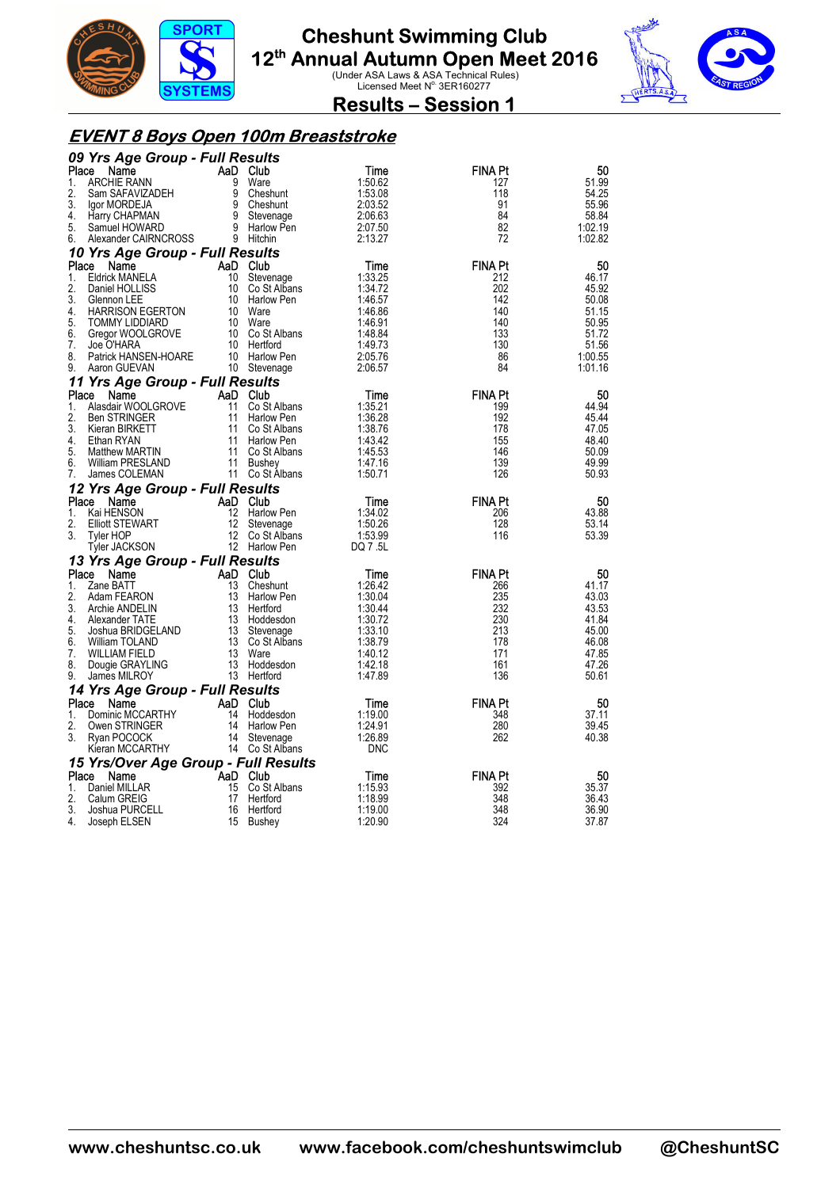# Cheshunt Swimming Club
## 12th Annual Autumn Open Meet 2016
(Under ASA Laws & ASA Technical Rules)
Licensed Meet N° 3ER160277

## Results – Session 1

### *EVENT 8 Boys Open 100m Breaststroke*

#### 09 Yrs Age Group - Full Results

| Place | Name | AaD | Club | Time | FINA Pt | 50 |
|---|---|---|---|---|---|---|
| 1. | ARCHIE RANN | 9 | Ware | 1:50.62 | 127 | 51.99 |
| 2. | Sam SAFAVIZADEH | 9 | Cheshunt | 1:53.08 | 118 | 54.25 |
| 3. | Igor MORDEJA | 9 | Cheshunt | 2:03.52 | 91 | 55.96 |
| 4. | Harry CHAPMAN | 9 | Stevenage | 2:06.63 | 84 | 58.84 |
| 5. | Samuel HOWARD | 9 | Harlow Pen | 2:07.50 | 82 | 1:02.19 |
| 6. | Alexander CAIRNCROSS | 9 | Hitchin | 2:13.27 | 72 | 1:02.82 |

#### 10 Yrs Age Group - Full Results

| Place | Name | AaD | Club | Time | FINA Pt | 50 |
|---|---|---|---|---|---|---|
| 1. | Eldrick MANELA | 10 | Stevenage | 1:33.25 | 212 | 46.17 |
| 2. | Daniel HOLLISS | 10 | Co St Albans | 1:34.72 | 202 | 45.92 |
| 3. | Glennon LEE | 10 | Harlow Pen | 1:46.57 | 142 | 50.08 |
| 4. | HARRISON EGERTON | 10 | Ware | 1:46.86 | 140 | 51.15 |
| 5. | TOMMY LIDDIARD | 10 | Ware | 1:46.91 | 140 | 50.95 |
| 6. | Gregor WOOLGROVE | 10 | Co St Albans | 1:48.84 | 133 | 51.72 |
| 7. | Joe O'HARA | 10 | Hertford | 1:49.73 | 130 | 51.56 |
| 8. | Patrick HANSEN-HOARE | 10 | Harlow Pen | 2:05.76 | 86 | 1:00.55 |
| 9. | Aaron GUEVAN | 10 | Stevenage | 2:06.57 | 84 | 1:01.16 |

#### 11 Yrs Age Group - Full Results

| Place | Name | AaD | Club | Time | FINA Pt | 50 |
|---|---|---|---|---|---|---|
| 1. | Alasdair WOOLGROVE | 11 | Co St Albans | 1:35.21 | 199 | 44.94 |
| 2. | Ben STRINGER | 11 | Harlow Pen | 1:36.28 | 192 | 45.44 |
| 3. | Kieran BIRKETT | 11 | Co St Albans | 1:38.76 | 178 | 47.05 |
| 4. | Ethan RYAN | 11 | Harlow Pen | 1:43.42 | 155 | 48.40 |
| 5. | Matthew MARTIN | 11 | Co St Albans | 1:45.53 | 146 | 50.09 |
| 6. | William PRESLAND | 11 | Bushey | 1:47.16 | 139 | 49.99 |
| 7. | James COLEMAN | 11 | Co St Albans | 1:50.71 | 126 | 50.93 |

#### 12 Yrs Age Group - Full Results

| Place | Name | AaD | Club | Time | FINA Pt | 50 |
|---|---|---|---|---|---|---|
| 1. | Kai HENSON | 12 | Harlow Pen | 1:34.02 | 206 | 43.88 |
| 2. | Elliott STEWART | 12 | Stevenage | 1:50.26 | 128 | 53.14 |
| 3. | Tyler HOP | 12 | Co St Albans | 1:53.99 | 116 | 53.39 |
| | Tyler JACKSON | 12 | Harlow Pen | DQ 7 .5L | | |

#### 13 Yrs Age Group - Full Results

| Place | Name | AaD | Club | Time | FINA Pt | 50 |
|---|---|---|---|---|---|---|
| 1. | Zane BATT | 13 | Cheshunt | 1:26.42 | 266 | 41.17 |
| 2. | Adam FEARON | 13 | Harlow Pen | 1:30.04 | 235 | 43.03 |
| 3. | Archie ANDELIN | 13 | Hertford | 1:30.44 | 232 | 43.53 |
| 4. | Alexander TATE | 13 | Hoddesdon | 1:30.72 | 230 | 41.84 |
| 5. | Joshua BRIDGELAND | 13 | Stevenage | 1:33.10 | 213 | 45.00 |
| 6. | William TOLAND | 13 | Co St Albans | 1:38.79 | 178 | 46.08 |
| 7. | WILLIAM FIELD | 13 | Ware | 1:40.12 | 171 | 47.85 |
| 8. | Dougie GRAYLING | 13 | Hoddesdon | 1:42.18 | 161 | 47.26 |
| 9. | James MILROY | 13 | Hertford | 1:47.89 | 136 | 50.61 |

#### 14 Yrs Age Group - Full Results

| Place | Name | AaD | Club | Time | FINA Pt | 50 |
|---|---|---|---|---|---|---|
| 1. | Dominic MCCARTHY | 14 | Hoddesdon | 1:19.00 | 348 | 37.11 |
| 2. | Owen STRINGER | 14 | Harlow Pen | 1:24.91 | 280 | 39.45 |
| 3. | Ryan POCOCK | 14 | Stevenage | 1:26.89 | 262 | 40.38 |
| | Kieran MCCARTHY | 14 | Co St Albans | DNC | | |

#### 15 Yrs/Over Age Group - Full Results

| Place | Name | AaD | Club | Time | FINA Pt | 50 |
|---|---|---|---|---|---|---|
| 1. | Daniel MILLAR | 15 | Co St Albans | 1:15.93 | 392 | 35.37 |
| 2. | Calum GREIG | 17 | Hertford | 1:18.99 | 348 | 36.43 |
| 3. | Joshua PURCELL | 16 | Hertford | 1:19.00 | 348 | 36.90 |
| 4. | Joseph ELSEN | 15 | Bushey | 1:20.90 | 324 | 37.87 |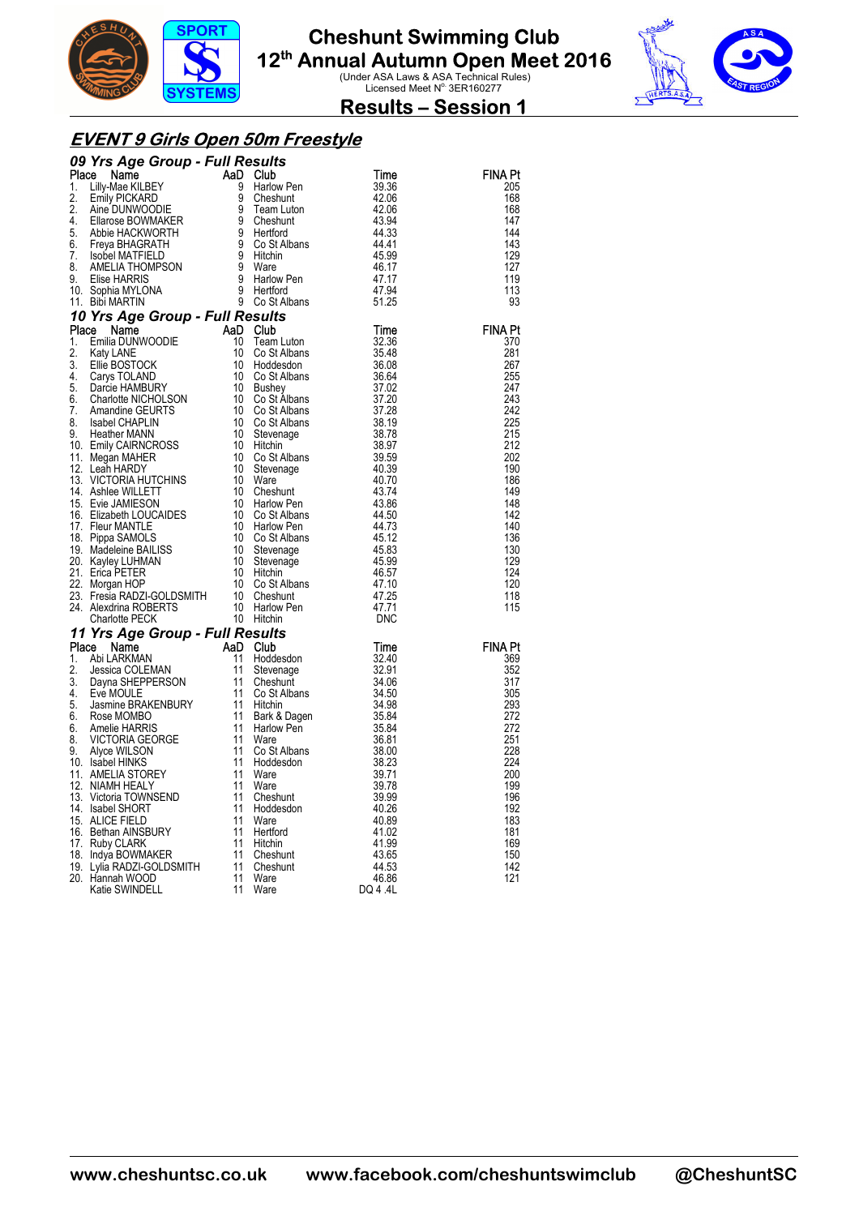# Cheshunt Swimming Club

## 12th Annual Autumn Open Meet 2016

(Under ASA Laws & ASA Technical Rules)
Licensed Meet N° 3ER160277

## Results – Session 1

## *EVENT 9 Girls Open 50m Freestyle*

### *09 Yrs Age Group - Full Results*

| Place | Name | AaD | Club | Time | FINA Pt |
|---|---|---|---|---|---|
| 1. | Lilly-Mae KILBEY | 9 | Harlow Pen | 39.36 | 205 |
| 2. | Emily PICKARD | 9 | Cheshunt | 42.06 | 168 |
| 2. | Aine DUNWOODIE | 9 | Team Luton | 42.06 | 168 |
| 4. | Ellarose BOWMAKER | 9 | Cheshunt | 43.94 | 147 |
| 5. | Abbie HACKWORTH | 9 | Hertford | 44.33 | 144 |
| 6. | Freya BHAGRATH | 9 | Co St Albans | 44.41 | 143 |
| 7. | Isobel MATFIELD | 9 | Hitchin | 45.99 | 129 |
| 8. | AMELIA THOMPSON | 9 | Ware | 46.17 | 127 |
| 9. | Elise HARRIS | 9 | Harlow Pen | 47.17 | 119 |
| 10. | Sophia MYLONA | 9 | Hertford | 47.94 | 113 |
| 11. | Bibi MARTIN | 9 | Co St Albans | 51.25 | 93 |

### *10 Yrs Age Group - Full Results*

| Place | Name | AaD | Club | Time | FINA Pt |
|---|---|---|---|---|---|
| 1. | Emilia DUNWOODIE | 10 | Team Luton | 32.36 | 370 |
| 2. | Katy LANE | 10 | Co St Albans | 35.48 | 281 |
| 3. | Ellie BOSTOCK | 10 | Hoddesdon | 36.08 | 267 |
| 4. | Carys TOLAND | 10 | Co St Albans | 36.64 | 255 |
| 5. | Darcie HAMBURY | 10 | Bushey | 37.02 | 247 |
| 6. | Charlotte NICHOLSON | 10 | Co St Albans | 37.20 | 243 |
| 7. | Amandine GEURTS | 10 | Co St Albans | 37.28 | 242 |
| 8. | Isabel CHAPLIN | 10 | Co St Albans | 38.19 | 225 |
| 9. | Heather MANN | 10 | Stevenage | 38.78 | 215 |
| 10. | Emily CAIRNCROSS | 10 | Hitchin | 38.97 | 212 |
| 11. | Megan MAHER | 10 | Co St Albans | 39.59 | 202 |
| 12. | Leah HARDY | 10 | Stevenage | 40.39 | 190 |
| 13. | VICTORIA HUTCHINS | 10 | Ware | 40.70 | 186 |
| 14. | Ashlee WILLETT | 10 | Cheshunt | 43.74 | 149 |
| 15. | Evie JAMIESON | 10 | Harlow Pen | 43.86 | 148 |
| 16. | Elizabeth LOUCAIDES | 10 | Co St Albans | 44.50 | 142 |
| 17. | Fleur MANTLE | 10 | Harlow Pen | 44.73 | 140 |
| 18. | Pippa SAMOLS | 10 | Co St Albans | 45.12 | 136 |
| 19. | Madeleine BAILISS | 10 | Stevenage | 45.83 | 130 |
| 20. | Kayley LUHMAN | 10 | Stevenage | 45.99 | 129 |
| 21. | Erica PETER | 10 | Hitchin | 46.57 | 124 |
| 22. | Morgan HOP | 10 | Co St Albans | 47.10 | 120 |
| 23. | Fresia RADZI-GOLDSMITH | 10 | Cheshunt | 47.25 | 118 |
| 24. | Alexdrina ROBERTS | 10 | Harlow Pen | 47.71 | 115 |
| | Charlotte PECK | 10 | Hitchin | DNC | |

### *11 Yrs Age Group - Full Results*

| Place | Name | AaD | Club | Time | FINA Pt |
|---|---|---|---|---|---|
| 1. | Abi LARKMAN | 11 | Hoddesdon | 32.40 | 369 |
| 2. | Jessica COLEMAN | 11 | Stevenage | 32.91 | 352 |
| 3. | Dayna SHEPPERSON | 11 | Cheshunt | 34.06 | 317 |
| 4. | Eve MOULE | 11 | Co St Albans | 34.50 | 305 |
| 5. | Jasmine BRAKENBURY | 11 | Hitchin | 34.98 | 293 |
| 6. | Rose MOMBO | 11 | Bark & Dagen | 35.84 | 272 |
| 6. | Amelie HARRIS | 11 | Harlow Pen | 35.84 | 272 |
| 8. | VICTORIA GEORGE | 11 | Ware | 36.81 | 251 |
| 9. | Alyce WILSON | 11 | Co St Albans | 38.00 | 228 |
| 10. | Isabel HINKS | 11 | Hoddesdon | 38.23 | 224 |
| 11. | AMELIA STOREY | 11 | Ware | 39.71 | 200 |
| 12. | NIAMH HEALY | 11 | Ware | 39.78 | 199 |
| 13. | Victoria TOWNSEND | 11 | Cheshunt | 39.99 | 196 |
| 14. | Isabel SHORT | 11 | Hoddesdon | 40.26 | 192 |
| 15. | ALICE FIELD | 11 | Ware | 40.89 | 183 |
| 16. | Bethan AINSBURY | 11 | Hertford | 41.02 | 181 |
| 17. | Ruby CLARK | 11 | Hitchin | 41.99 | 169 |
| 18. | Indya BOWMAKER | 11 | Cheshunt | 43.65 | 150 |
| 19. | Lylia RADZI-GOLDSMITH | 11 | Cheshunt | 44.53 | 142 |
| 20. | Hannah WOOD | 11 | Ware | 46.86 | 121 |
| | Katie SWINDELL | 11 | Ware | DQ 4 .4L | |

www.cheshuntsc.co.uk www.facebook.com/cheshuntswimclub @CheshuntSC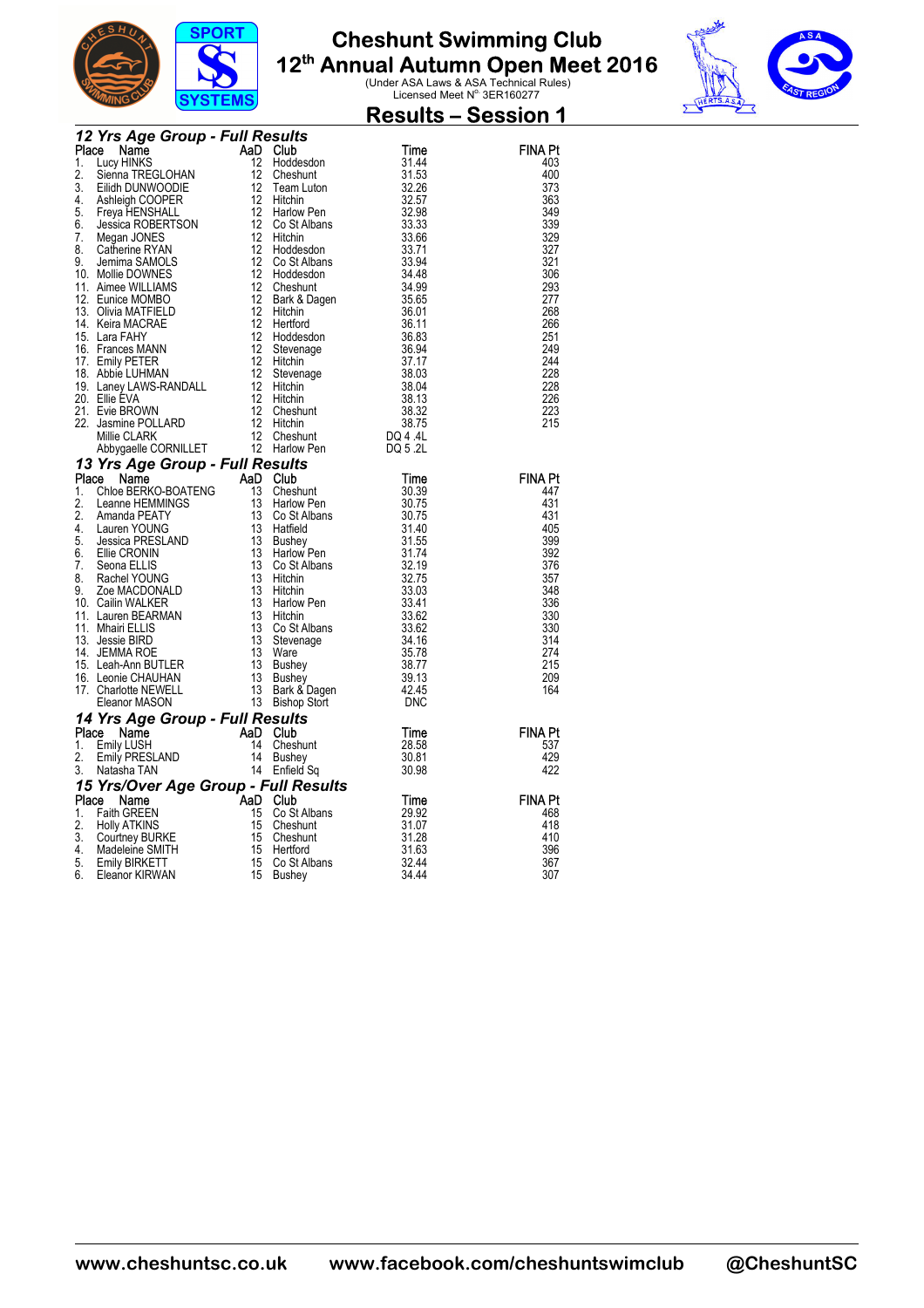# Cheshunt Swimming Club

## 12th Annual Autumn Open Meet 2016

(Under ASA Laws & ASA Technical Rules)
Licensed Meet N° 3ER160277

## Results – Session 1

### 12 Yrs Age Group - Full Results

| Place | Name | AaD | Club | Time | FINA Pt |
|---|---|---|---|---|---|
| 1. | Lucy HINKS | 12 | Hoddesdon | 31.44 | 403 |
| 2. | Sienna TREGLOHAN | 12 | Cheshunt | 31.53 | 400 |
| 3. | Eilidh DUNWOODIE | 12 | Team Luton | 32.26 | 373 |
| 4. | Ashleigh COOPER | 12 | Hitchin | 32.57 | 363 |
| 5. | Freya HENSHALL | 12 | Harlow Pen | 32.98 | 349 |
| 6. | Jessica ROBERTSON | 12 | Co St Albans | 33.33 | 339 |
| 7. | Megan JONES | 12 | Hitchin | 33.66 | 329 |
| 8. | Catherine RYAN | 12 | Hoddesdon | 33.71 | 327 |
| 9. | Jemima SAMOLS | 12 | Co St Albans | 33.94 | 321 |
| 10. | Mollie DOWNES | 12 | Hoddesdon | 34.48 | 306 |
| 11. | Aimee WILLIAMS | 12 | Cheshunt | 34.99 | 293 |
| 12. | Eunice MOMBO | 12 | Bark & Dagen | 35.65 | 277 |
| 13. | Olivia MATFIELD | 12 | Hitchin | 36.01 | 268 |
| 14. | Keira MACRAE | 12 | Hertford | 36.11 | 266 |
| 15. | Lara FAHY | 12 | Hoddesdon | 36.83 | 251 |
| 16. | Frances MANN | 12 | Stevenage | 36.94 | 249 |
| 17. | Emily PETER | 12 | Hitchin | 37.17 | 244 |
| 18. | Abbie LUHMAN | 12 | Stevenage | 38.03 | 228 |
| 19. | Laney LAWS-RANDALL | 12 | Hitchin | 38.04 | 228 |
| 20. | Ellie EVA | 12 | Hitchin | 38.13 | 226 |
| 21. | Evie BROWN | 12 | Cheshunt | 38.32 | 223 |
| 22. | Jasmine POLLARD | 12 | Hitchin | 38.75 | 215 |
| | Millie CLARK | 12 | Cheshunt | DQ 4 .4L | |
| | Abbygaelle CORNILLET | 12 | Harlow Pen | DQ 5 .2L | |

### 13 Yrs Age Group - Full Results

| Place | Name | AaD | Club | Time | FINA Pt |
|---|---|---|---|---|---|
| 1. | Chloe BERKO-BOATENG | 13 | Cheshunt | 30.39 | 447 |
| 2. | Leanne HEMMINGS | 13 | Harlow Pen | 30.75 | 431 |
| 2. | Amanda PEATY | 13 | Co St Albans | 30.75 | 431 |
| 4. | Lauren YOUNG | 13 | Hatfield | 31.40 | 405 |
| 5. | Jessica PRESLAND | 13 | Bushey | 31.55 | 399 |
| 6. | Ellie CRONIN | 13 | Harlow Pen | 31.74 | 392 |
| 7. | Seona ELLIS | 13 | Co St Albans | 32.19 | 376 |
| 8. | Rachel YOUNG | 13 | Hitchin | 32.75 | 357 |
| 9. | Zoe MACDONALD | 13 | Hitchin | 33.03 | 348 |
| 10. | Cailin WALKER | 13 | Harlow Pen | 33.41 | 336 |
| 11. | Lauren BEARMAN | 13 | Hitchin | 33.62 | 330 |
| 11. | Mhairi ELLIS | 13 | Co St Albans | 33.62 | 330 |
| 13. | Jessie BIRD | 13 | Stevenage | 34.16 | 314 |
| 14. | JEMMA ROE | 13 | Ware | 35.78 | 274 |
| 15. | Leah-Ann BUTLER | 13 | Bushey | 38.77 | 215 |
| 16. | Leonie CHAUHAN | 13 | Bushey | 39.13 | 209 |
| 17. | Charlotte NEWELL | 13 | Bark & Dagen | 42.45 | 164 |
| | Eleanor MASON | 13 | Bishop Stort | DNC | |

### 14 Yrs Age Group - Full Results

| Place | Name | AaD | Club | Time | FINA Pt |
|---|---|---|---|---|---|
| 1. | Emily LUSH | 14 | Cheshunt | 28.58 | 537 |
| 2. | Emily PRESLAND | 14 | Bushey | 30.81 | 429 |
| 3. | Natasha TAN | 14 | Enfield Sq | 30.98 | 422 |

### 15 Yrs/Over Age Group - Full Results

| Place | Name | AaD | Club | Time | FINA Pt |
|---|---|---|---|---|---|
| 1. | Faith GREEN | 15 | Co St Albans | 29.92 | 468 |
| 2. | Holly ATKINS | 15 | Cheshunt | 31.07 | 418 |
| 3. | Courtney BURKE | 15 | Cheshunt | 31.28 | 410 |
| 4. | Madeleine SMITH | 15 | Hertford | 31.63 | 396 |
| 5. | Emily BIRKETT | 15 | Co St Albans | 32.44 | 367 |
| 6. | Eleanor KIRWAN | 15 | Bushey | 34.44 | 307 |

www.cheshuntsc.co.uk www.facebook.com/cheshuntswimclub @CheshuntSC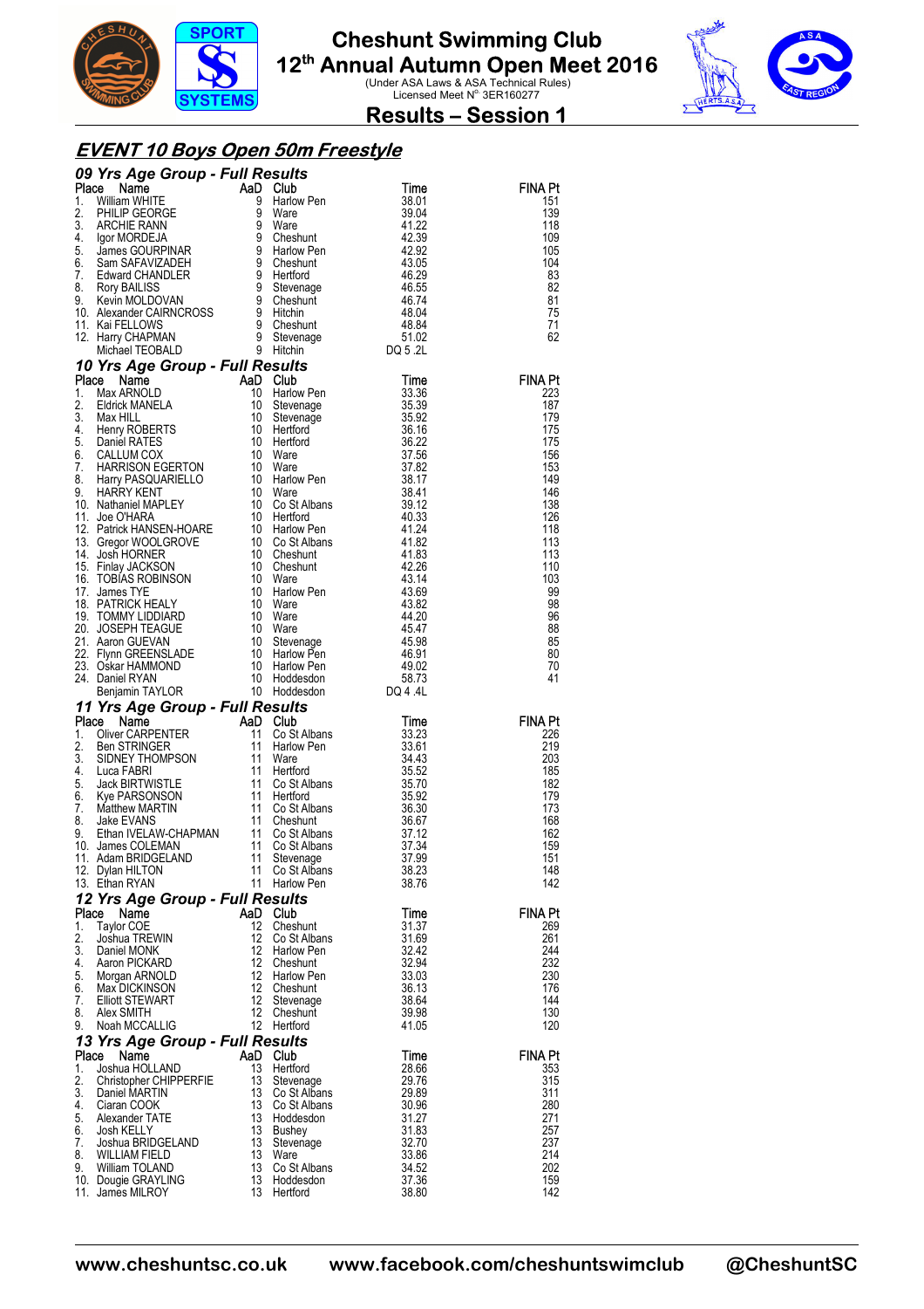# Cheshunt Swimming Club

## 12th Annual Autumn Open Meet 2016

(Under ASA Laws & ASA Technical Rules)
Licensed Meet N° 3ER160277

## Results – Session 1

## EVENT 10 Boys Open 50m Freestyle

### 09 Yrs Age Group - Full Results

| Place | Name | AaD | Club | Time | FINA Pt |
|---|---|---|---|---|---|
| 1. | William WHITE | 9 | Harlow Pen | 38.01 | 151 |
| 2. | PHILIP GEORGE | 9 | Ware | 39.04 | 139 |
| 3. | ARCHIE RANN | 9 | Ware | 41.22 | 118 |
| 4. | Igor MORDEJA | 9 | Cheshunt | 42.39 | 109 |
| 5. | James GOURPINAR | 9 | Harlow Pen | 42.92 | 105 |
| 6. | Sam SAFAVIZADEH | 9 | Cheshunt | 43.05 | 104 |
| 7. | Edward CHANDLER | 9 | Hertford | 46.29 | 83 |
| 8. | Rory BAILISS | 9 | Stevenage | 46.55 | 82 |
| 9. | Kevin MOLDOVAN | 9 | Cheshunt | 46.74 | 81 |
| 10. | Alexander CAIRNCROSS | 9 | Hitchin | 48.04 | 75 |
| 11. | Kai FELLOWS | 9 | Cheshunt | 48.84 | 71 |
| 12. | Harry CHAPMAN | 9 | Stevenage | 51.02 | 62 |
| | Michael TEOBALD | 9 | Hitchin | DQ 5 .2L | |

### 10 Yrs Age Group - Full Results

| Place | Name | AaD | Club | Time | FINA Pt |
|---|---|---|---|---|---|
| 1. | Max ARNOLD | 10 | Harlow Pen | 33.36 | 223 |
| 2. | Eldrick MANELA | 10 | Stevenage | 35.39 | 187 |
| 3. | Max HILL | 10 | Stevenage | 35.92 | 179 |
| 4. | Henry ROBERTS | 10 | Hertford | 36.16 | 175 |
| 5. | Daniel RATES | 10 | Hertford | 36.22 | 175 |
| 6. | CALLUM COX | 10 | Ware | 37.56 | 156 |
| 7. | HARRISON EGERTON | 10 | Ware | 37.82 | 153 |
| 8. | Harry PASQUARIELLO | 10 | Harlow Pen | 38.17 | 149 |
| 9. | HARRY KENT | 10 | Ware | 38.41 | 146 |
| 10. | Nathaniel MAPLEY | 10 | Co St Albans | 39.12 | 138 |
| 11. | Joe O'HARA | 10 | Hertford | 40.33 | 126 |
| 12. | Patrick HANSEN-HOARE | 10 | Harlow Pen | 41.24 | 118 |
| 13. | Gregor WOOLGROVE | 10 | Co St Albans | 41.82 | 113 |
| 14. | Josh HORNER | 10 | Cheshunt | 41.83 | 113 |
| 15. | Finlay JACKSON | 10 | Cheshunt | 42.26 | 110 |
| 16. | TOBIAS ROBINSON | 10 | Ware | 43.14 | 103 |
| 17. | James TYE | 10 | Harlow Pen | 43.69 | 99 |
| 18. | PATRICK HEALY | 10 | Ware | 43.82 | 98 |
| 19. | TOMMY LIDDIARD | 10 | Ware | 44.20 | 96 |
| 20. | JOSEPH TEAGUE | 10 | Ware | 45.47 | 88 |
| 21. | Aaron GUEVAN | 10 | Stevenage | 45.98 | 85 |
| 22. | Flynn GREENSLADE | 10 | Harlow Pen | 46.91 | 80 |
| 23. | Oskar HAMMOND | 10 | Harlow Pen | 49.02 | 70 |
| 24. | Daniel RYAN | 10 | Hoddesdon | 58.73 | 41 |
| | Benjamin TAYLOR | 10 | Hoddesdon | DQ 4 .4L | |

### 11 Yrs Age Group - Full Results

| Place | Name | AaD | Club | Time | FINA Pt |
|---|---|---|---|---|---|
| 1. | Oliver CARPENTER | 11 | Co St Albans | 33.23 | 226 |
| 2. | Ben STRINGER | 11 | Harlow Pen | 33.61 | 219 |
| 3. | SIDNEY THOMPSON | 11 | Ware | 34.43 | 203 |
| 4. | Luca FABRI | 11 | Hertford | 35.52 | 185 |
| 5. | Jack BIRTWISTLE | 11 | Co St Albans | 35.70 | 182 |
| 6. | Kye PARSONSON | 11 | Hertford | 35.92 | 179 |
| 7. | Matthew MARTIN | 11 | Co St Albans | 36.30 | 173 |
| 8. | Jake EVANS | 11 | Cheshunt | 36.67 | 168 |
| 9. | Ethan IVELAW-CHAPMAN | 11 | Co St Albans | 37.12 | 162 |
| 10. | James COLEMAN | 11 | Co St Albans | 37.34 | 159 |
| 11. | Adam BRIDGELAND | 11 | Stevenage | 37.99 | 151 |
| 12. | Dylan HILTON | 11 | Co St Albans | 38.23 | 148 |
| 13. | Ethan RYAN | 11 | Harlow Pen | 38.76 | 142 |

### 12 Yrs Age Group - Full Results

| Place | Name | AaD | Club | Time | FINA Pt |
|---|---|---|---|---|---|
| 1. | Taylor COE | 12 | Cheshunt | 31.37 | 269 |
| 2. | Joshua TREWIN | 12 | Co St Albans | 31.69 | 261 |
| 3. | Daniel MONK | 12 | Harlow Pen | 32.42 | 244 |
| 4. | Aaron PICKARD | 12 | Cheshunt | 32.94 | 232 |
| 5. | Morgan ARNOLD | 12 | Harlow Pen | 33.03 | 230 |
| 6. | Max DICKINSON | 12 | Cheshunt | 36.13 | 176 |
| 7. | Elliott STEWART | 12 | Stevenage | 38.64 | 144 |
| 8. | Alex SMITH | 12 | Cheshunt | 39.98 | 130 |
| 9. | Noah MCCALLIG | 12 | Hertford | 41.05 | 120 |

### 13 Yrs Age Group - Full Results

| Place | Name | AaD | Club | Time | FINA Pt |
|---|---|---|---|---|---|
| 1. | Joshua HOLLAND | 13 | Hertford | 28.66 | 353 |
| 2. | Christopher CHIPPERFIE | 13 | Stevenage | 29.76 | 315 |
| 3. | Daniel MARTIN | 13 | Co St Albans | 29.89 | 311 |
| 4. | Ciaran COOK | 13 | Co St Albans | 30.96 | 280 |
| 5. | Alexander TATE | 13 | Hoddesdon | 31.27 | 271 |
| 6. | Josh KELLY | 13 | Bushey | 31.83 | 257 |
| 7. | Joshua BRIDGELAND | 13 | Stevenage | 32.70 | 237 |
| 8. | WILLIAM FIELD | 13 | Ware | 33.86 | 214 |
| 9. | William TOLAND | 13 | Co St Albans | 34.52 | 202 |
| 10. | Dougie GRAYLING | 13 | Hoddesdon | 37.36 | 159 |
| 11. | James MILROY | 13 | Hertford | 38.80 | 142 |

www.cheshuntsc.co.uk www.facebook.com/cheshuntswimclub @CheshuntSC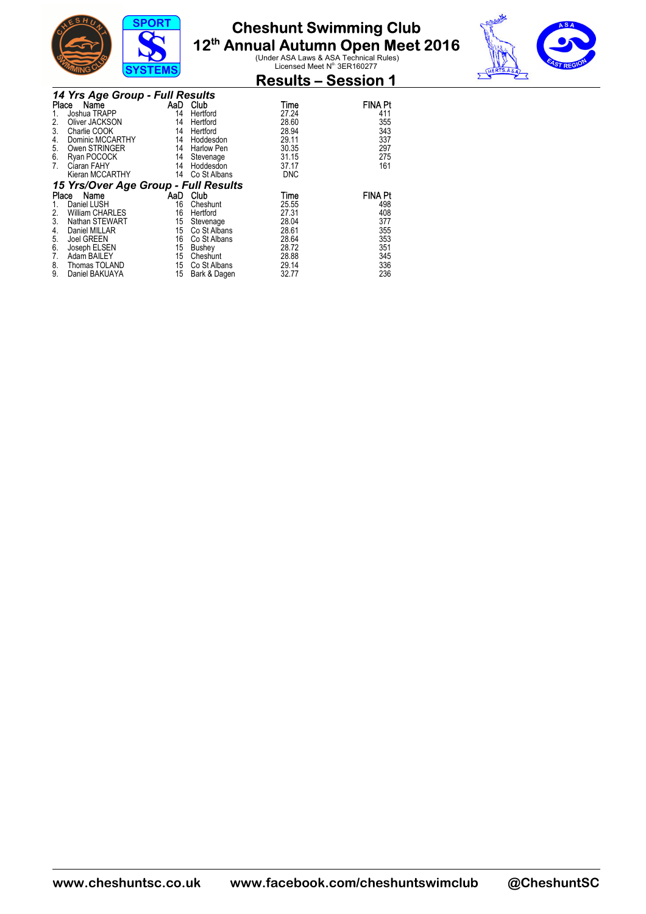# Cheshunt Swimming Club

## 12th Annual Autumn Open Meet 2016

(Under ASA Laws & ASA Technical Rules)
Licensed Meet No. 3ER160277

## Results – Session 1

### *14 Yrs Age Group - Full Results*

| Place | Name | AaD | Club | Time | FINA Pt |
|---|---|---|---|---|---|
| 1. | Joshua TRAPP | 14 | Hertford | 27.24 | 411 |
| 2. | Oliver JACKSON | 14 | Hertford | 28.60 | 355 |
| 3. | Charlie COOK | 14 | Hertford | 28.94 | 343 |
| 4. | Dominic MCCARTHY | 14 | Hoddesdon | 29.11 | 337 |
| 5. | Owen STRINGER | 14 | Harlow Pen | 30.35 | 297 |
| 6. | Ryan POCOCK | 14 | Stevenage | 31.15 | 275 |
| 7. | Ciaran FAHY | 14 | Hoddesdon | 37.17 | 161 |
| | Kieran MCCARTHY | 14 | Co St Albans | DNC | |

### *15 Yrs/Over Age Group - Full Results*

| Place | Name | AaD | Club | Time | FINA Pt |
|---|---|---|---|---|---|
| 1. | Daniel LUSH | 16 | Cheshunt | 25.55 | 498 |
| 2. | William CHARLES | 16 | Hertford | 27.31 | 408 |
| 3. | Nathan STEWART | 15 | Stevenage | 28.04 | 377 |
| 4. | Daniel MILLAR | 15 | Co St Albans | 28.61 | 355 |
| 5. | Joel GREEN | 16 | Co St Albans | 28.64 | 353 |
| 6. | Joseph ELSEN | 15 | Bushey | 28.72 | 351 |
| 7. | Adam BAILEY | 15 | Cheshunt | 28.88 | 345 |
| 8. | Thomas TOLAND | 15 | Co St Albans | 29.14 | 336 |
| 9. | Daniel BAKUAYA | 15 | Bark & Dagen | 32.77 | 236 |

www.cheshuntsc.co.uk www.facebook.com/cheshuntswimclub @CheshuntSC